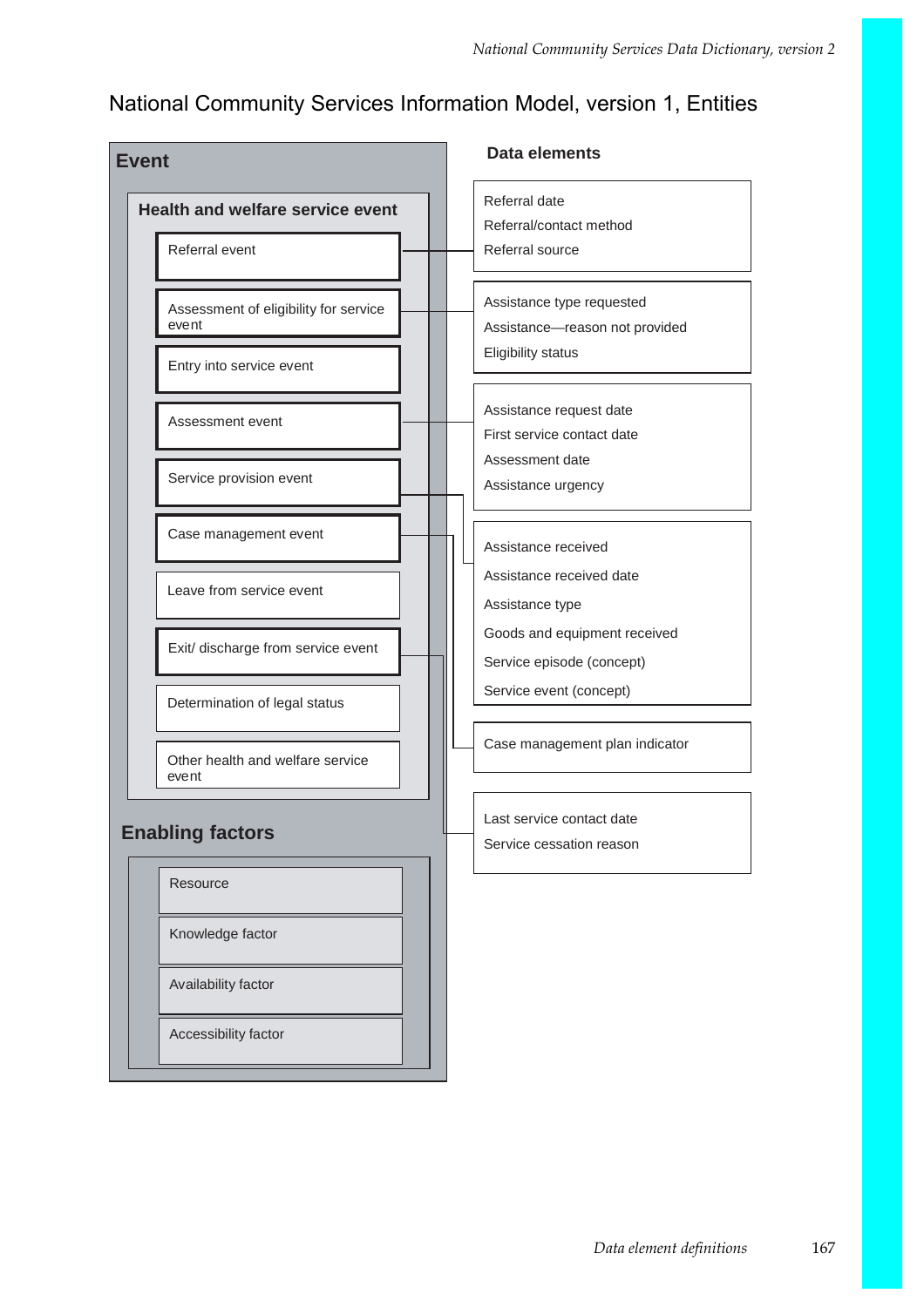# National Community Services Information Model, version 1, Entities

## Event

### Health and welfare service event

- Referral event
- Assessment of eligibility for service event
- Entry into service event
- Assessment event
- Service provision event
- Case management event
- Leave from service event
- Exit/ discharge from service event
- Determination of legal status
- Other health and welfare service event

### Enabling factors

- Resource
- Knowledge factor
- Availability factor
- Accessibility factor

## Data elements

**Referral event:**
- Referral date
- Referral/contact method
- Referral source

**Assessment of eligibility for service event:**
- Assistance type requested
- Assistance—reason not provided
- Eligibility status

**Assessment event:**
- Assistance request date
- First service contact date
- Assessment date
- Assistance urgency

**Service provision event:**
- Assistance received
- Assistance received date
- Assistance type
- Goods and equipment received
- Service episode (concept)
- Service event (concept)

**Case management event:**
- Case management plan indicator

**Exit/ discharge from service event:**
- Last service contact date
- Service cessation reason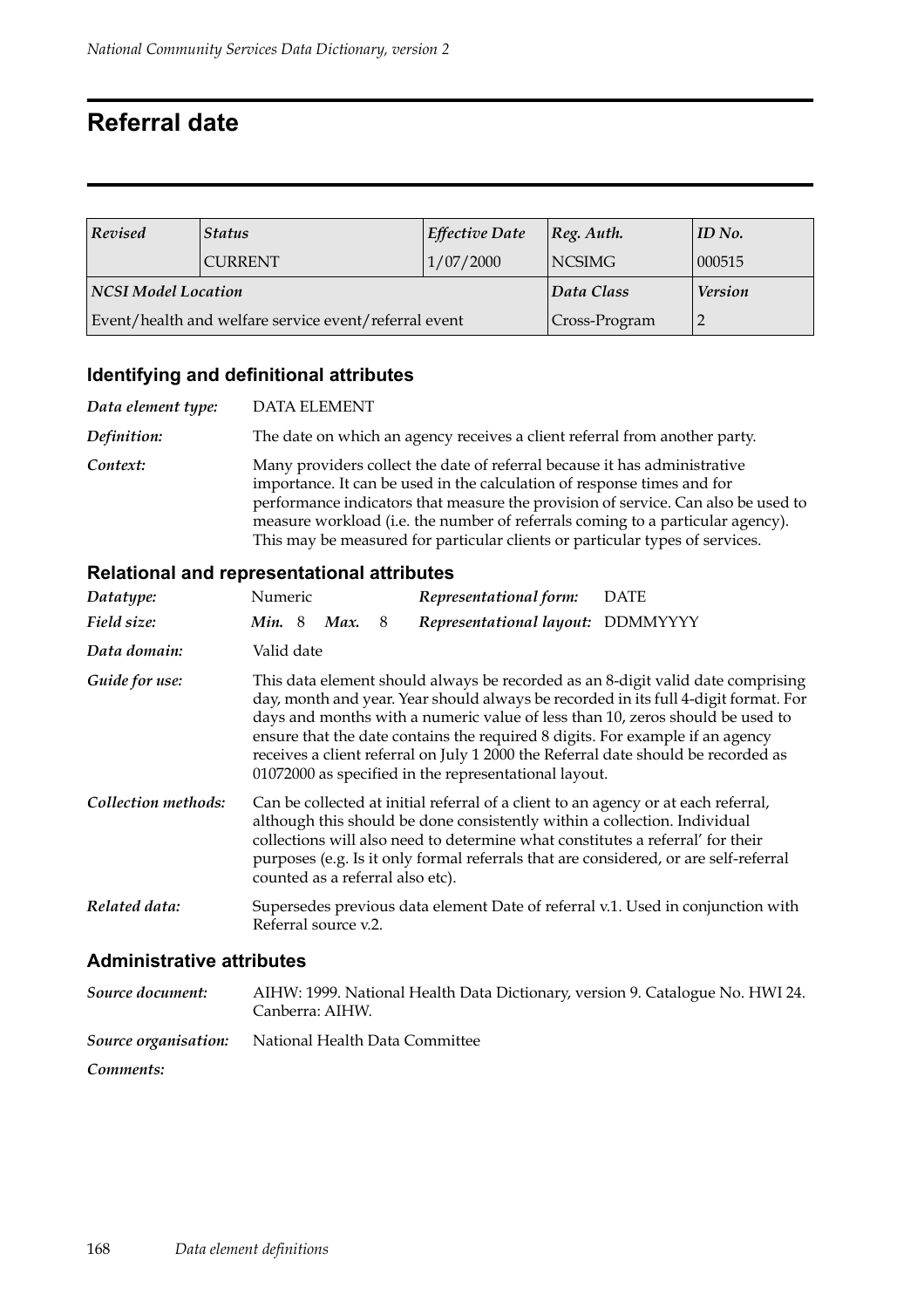# Referral date

| *Revised* | *Status* | *Effective Date* | *Reg. Auth.* | *ID No.* |
|---|---|---|---|---|
| | CURRENT | 1/07/2000 | NCSIMG | 000515 |
| ***NCSI Model Location*** | | | ***Data Class*** | ***Version*** |
| Event/health and welfare service event/referral event | | | Cross-Program | 2 |

## Identifying and definitional attributes

***Data element type:*** DATA ELEMENT

***Definition:*** The date on which an agency receives a client referral from another party.

***Context:*** Many providers collect the date of referral because it has administrative importance. It can be used in the calculation of response times and for performance indicators that measure the provision of service. Can also be used to measure workload (i.e. the number of referrals coming to a particular agency). This may be measured for particular clients or particular types of services.

## Relational and representational attributes

***Datatype:*** Numeric

***Representational form:*** DATE

***Field size:*** ***Min.*** 8 ***Max.*** 8

***Representational layout:*** DDMMYYYY

***Data domain:*** Valid date

***Guide for use:*** This data element should always be recorded as an 8-digit valid date comprising day, month and year. Year should always be recorded in its full 4-digit format. For days and months with a numeric value of less than 10, zeros should be used to ensure that the date contains the required 8 digits. For example if an agency receives a client referral on July 1 2000 the Referral date should be recorded as 01072000 as specified in the representational layout.

***Collection methods:*** Can be collected at initial referral of a client to an agency or at each referral, although this should be done consistently within a collection. Individual collections will also need to determine what constitutes a referral' for their purposes (e.g. Is it only formal referrals that are considered, or are self-referral counted as a referral also etc).

***Related data:*** Supersedes previous data element Date of referral v.1. Used in conjunction with Referral source v.2.

## Administrative attributes

***Source document:*** AIHW: 1999. National Health Data Dictionary, version 9. Catalogue No. HWI 24. Canberra: AIHW.

***Source organisation:*** National Health Data Committee

***Comments:***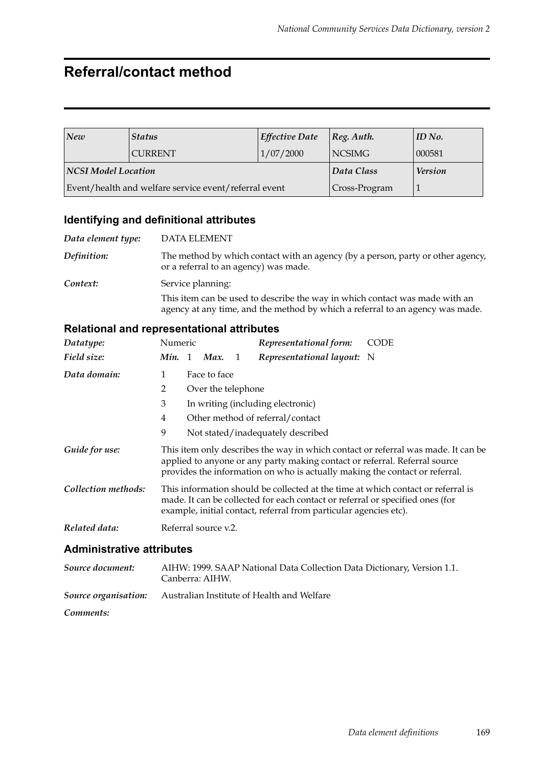# Referral/contact method

| *New* | *Status* | *Effective Date* | *Reg. Auth.* | *ID No.* |
|---|---|---|---|---|
| | CURRENT | 1/07/2000 | NCSIMG | 000581 |
| ***NCSI Model Location*** | | | ***Data Class*** | ***Version*** |
| Event/health and welfare service event/referral event | | | Cross-Program | 1 |

## Identifying and definitional attributes

***Data element type:*** DATA ELEMENT

***Definition:*** The method by which contact with an agency (by a person, party or other agency, or a referral to an agency) was made.

***Context:*** Service planning:

This item can be used to describe the way in which contact was made with an agency at any time, and the method by which a referral to an agency was made.

## Relational and representational attributes

***Datatype:*** Numeric ***Representational form:*** CODE

***Field size:*** ***Min.*** 1 ***Max.*** 1 ***Representational layout:*** N

***Data domain:***

1 Face to face

2 Over the telephone

3 In writing (including electronic)

4 Other method of referral/contact

9 Not stated/inadequately described

***Guide for use:*** This item only describes the way in which contact or referral was made. It can be applied to anyone or any party making contact or referral. Referral source provides the information on who is actually making the contact or referral.

***Collection methods:*** This information should be collected at the time at which contact or referral is made. It can be collected for each contact or referral or specified ones (for example, initial contact, referral from particular agencies etc).

***Related data:*** Referral source v.2.

## Administrative attributes

***Source document:*** AIHW: 1999. SAAP National Data Collection Data Dictionary, Version 1.1. Canberra: AIHW.

***Source organisation:*** Australian Institute of Health and Welfare

***Comments:***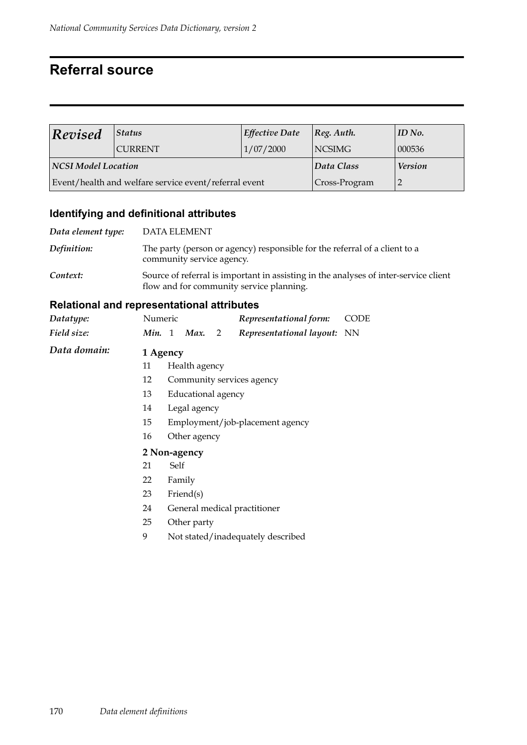# Referral source

| *Revised* | *Status* | *Effective Date* | *Reg. Auth.* | *ID No.* |
|---|---|---|---|---|
| | CURRENT | 1/07/2000 | NCSIMG | 000536 |
| ***NCSI Model Location*** | | | ***Data Class*** | ***Version*** |
| Event/health and welfare service event/referral event | | | Cross-Program | 2 |

## Identifying and definitional attributes

***Data element type:*** DATA ELEMENT

***Definition:*** The party (person or agency) responsible for the referral of a client to a community service agency.

***Context:*** Source of referral is important in assisting in the analyses of inter-service client flow and for community service planning.

## Relational and representational attributes

***Datatype:*** Numeric ***Representational form:*** CODE

***Field size:*** ***Min.*** 1 ***Max.*** 2 ***Representational layout:*** NN

***Data domain:***

**1 Agency**

- 11 Health agency
- 12 Community services agency
- 13 Educational agency
- 14 Legal agency
- 15 Employment/job-placement agency
- 16 Other agency

**2 Non-agency**

- 21 Self
- 22 Family
- 23 Friend(s)
- 24 General medical practitioner
- 25 Other party
- 9 Not stated/inadequately described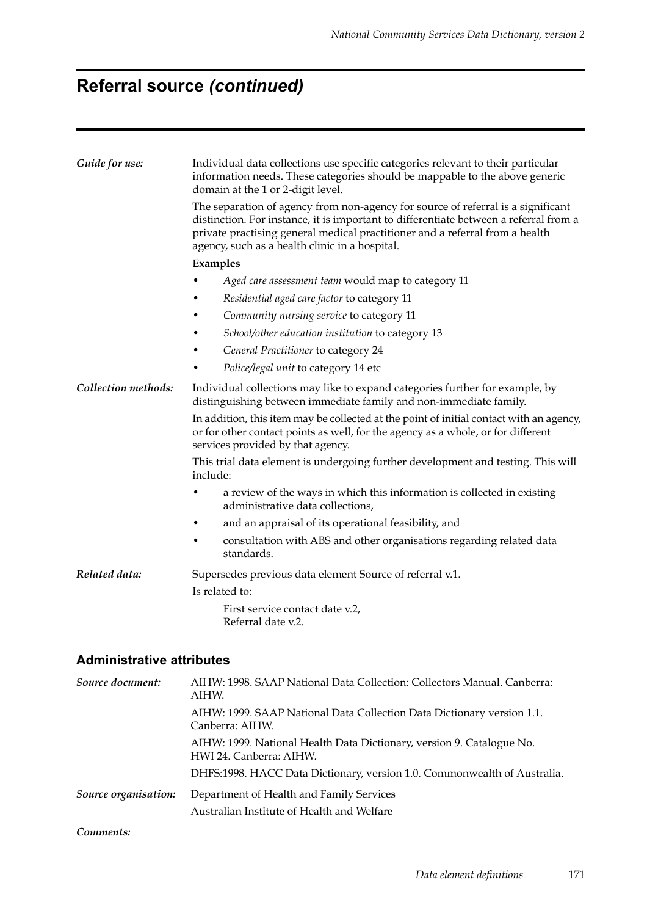# Referral source *(continued)*

***Guide for use:*** Individual data collections use specific categories relevant to their particular information needs. These categories should be mappable to the above generic domain at the 1 or 2-digit level.

The separation of agency from non-agency for source of referral is a significant distinction. For instance, it is important to differentiate between a referral from a private practising general medical practitioner and a referral from a health agency, such as a health clinic in a hospital.

**Examples**

- *Aged care assessment team* would map to category 11
- *Residential aged care factor* to category 11
- *Community nursing service* to category 11
- *School/other education institution* to category 13
- *General Practitioner* to category 24
- *Police/legal unit* to category 14 etc

***Collection methods:*** Individual collections may like to expand categories further for example, by distinguishing between immediate family and non-immediate family.

In addition, this item may be collected at the point of initial contact with an agency, or for other contact points as well, for the agency as a whole, or for different services provided by that agency.

This trial data element is undergoing further development and testing. This will include:

- a review of the ways in which this information is collected in existing administrative data collections,
- and an appraisal of its operational feasibility, and
- consultation with ABS and other organisations regarding related data standards.

***Related data:*** Supersedes previous data element Source of referral v.1.

Is related to:

First service contact date v.2,
Referral date v.2.

## Administrative attributes

***Source document:*** AIHW: 1998. SAAP National Data Collection: Collectors Manual. Canberra: AIHW.

AIHW: 1999. SAAP National Data Collection Data Dictionary version 1.1. Canberra: AIHW.

AIHW: 1999. National Health Data Dictionary, version 9. Catalogue No. HWI 24. Canberra: AIHW.

DHFS:1998. HACC Data Dictionary, version 1.0. Commonwealth of Australia.

***Source organisation:*** Department of Health and Family Services

Australian Institute of Health and Welfare

***Comments:***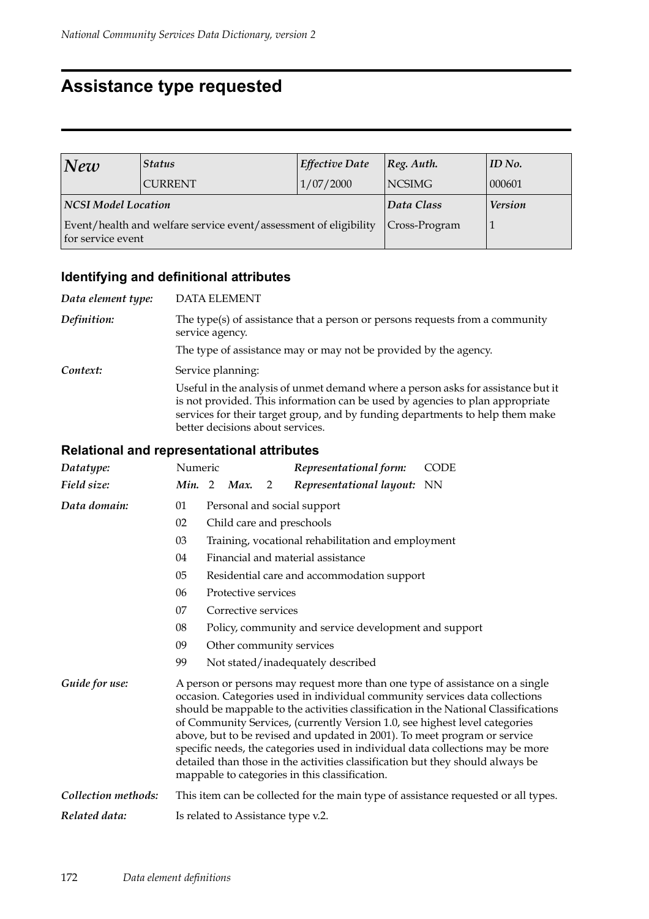# Assistance type requested

| New | Status | Effective Date | Reg. Auth. | ID No. |
|---|---|---|---|---|
| | CURRENT | 1/07/2000 | NCSIMG | 000601 |
| **NCSI Model Location** | | | **Data Class** | **Version** |
| Event/health and welfare service event/assessment of eligibility for service event | | | Cross-Program | 1 |

### Identifying and definitional attributes

*Data element type:* DATA ELEMENT

*Definition:* The type(s) of assistance that a person or persons requests from a community service agency.

The type of assistance may or may not be provided by the agency.

*Context:* Service planning:

Useful in the analysis of unmet demand where a person asks for assistance but it is not provided. This information can be used by agencies to plan appropriate services for their target group, and by funding departments to help them make better decisions about services.

### Relational and representational attributes

*Datatype:* Numeric *Representational form:* CODE

*Field size:* *Min.* 2 *Max.* 2 *Representational layout:* NN

*Data domain:*

- 01 Personal and social support
- 02 Child care and preschools
- 03 Training, vocational rehabilitation and employment
- 04 Financial and material assistance
- 05 Residential care and accommodation support
- 06 Protective services
- 07 Corrective services
- 08 Policy, community and service development and support
- 09 Other community services
- 99 Not stated/inadequately described

*Guide for use:* A person or persons may request more than one type of assistance on a single occasion. Categories used in individual community services data collections should be mappable to the activities classification in the National Classifications of Community Services, (currently Version 1.0, see highest level categories above, but to be revised and updated in 2001). To meet program or service specific needs, the categories used in individual data collections may be more detailed than those in the activities classification but they should always be mappable to categories in this classification.

*Collection methods:* This item can be collected for the main type of assistance requested or all types.

*Related data:* Is related to Assistance type v.2.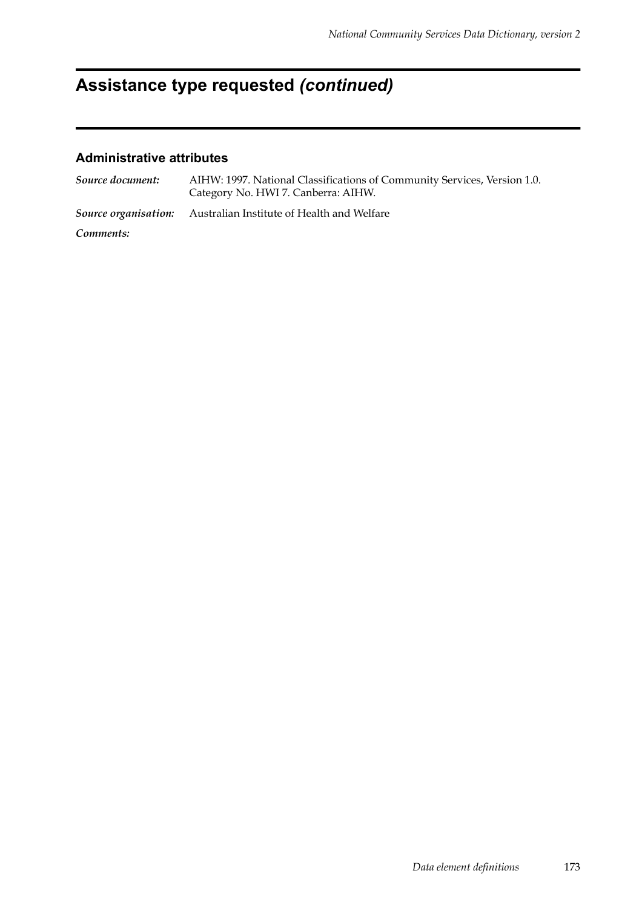# Assistance type requested *(continued)*

### Administrative attributes

| | |
|---|---|
| ***Source document:*** | AIHW: 1997. National Classifications of Community Services, Version 1.0. Category No. HWI 7. Canberra: AIHW. |
| ***Source organisation:*** | Australian Institute of Health and Welfare |
| ***Comments:*** | |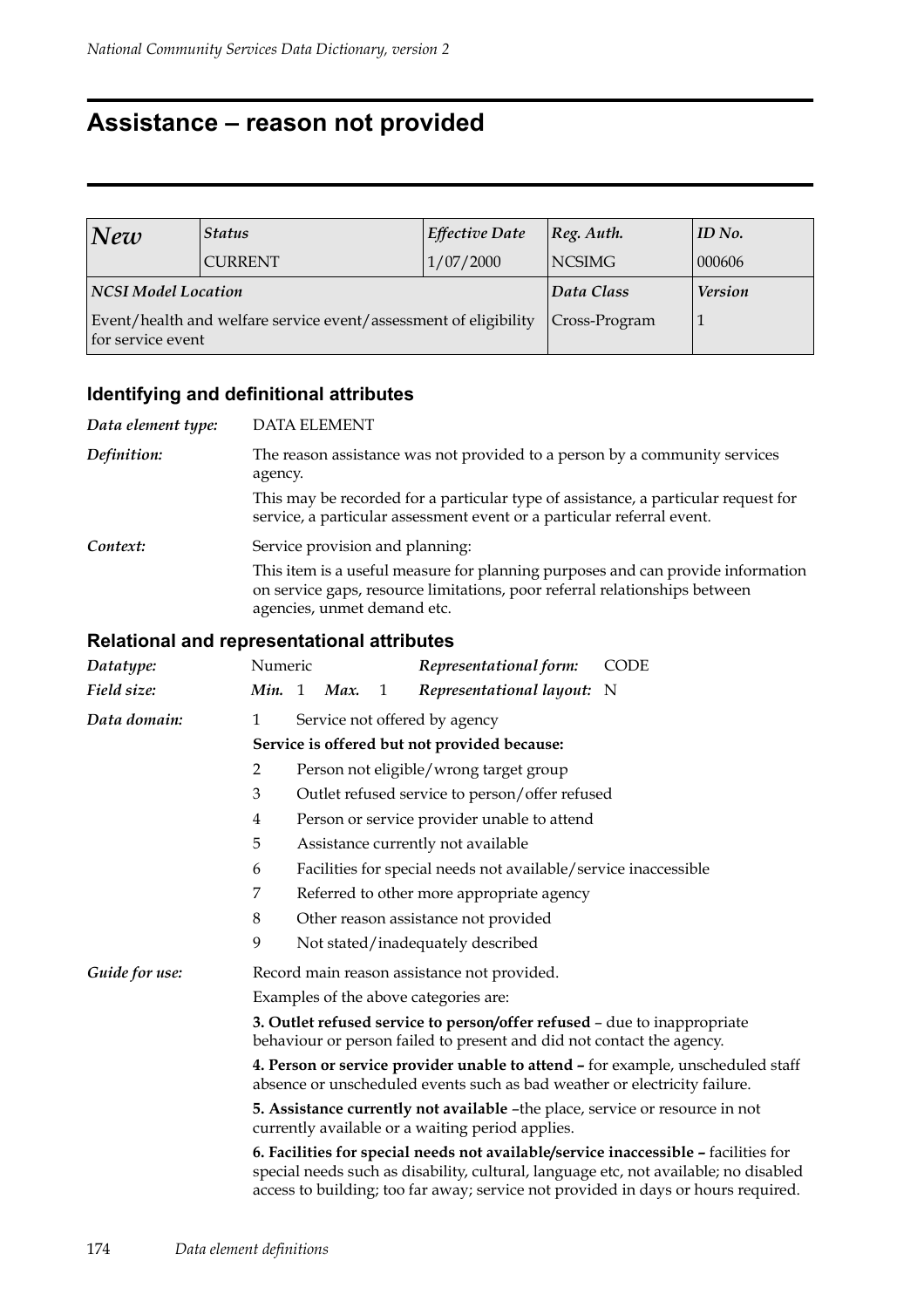# Assistance – reason not provided

| *New* | *Status* | *Effective Date* | *Reg. Auth.* | *ID No.* |
|---|---|---|---|---|
| | CURRENT | 1/07/2000 | NCSIMG | 000606 |
| ***NCSI Model Location*** | | | ***Data Class*** | ***Version*** |
| Event/health and welfare service event/assessment of eligibility for service event | | | Cross-Program | 1 |

## Identifying and definitional attributes

*Data element type:* DATA ELEMENT

*Definition:* The reason assistance was not provided to a person by a community services agency.

This may be recorded for a particular type of assistance, a particular request for service, a particular assessment event or a particular referral event.

*Context:* Service provision and planning:

This item is a useful measure for planning purposes and can provide information on service gaps, resource limitations, poor referral relationships between agencies, unmet demand etc.

## Relational and representational attributes

*Datatype:* Numeric *Representational form:* CODE

*Field size:* *Min.* 1 *Max.* 1 *Representational layout:* N

*Data domain:*

1 Service not offered by agency

**Service is offered but not provided because:**

2 Person not eligible/wrong target group

3 Outlet refused service to person/offer refused

4 Person or service provider unable to attend

5 Assistance currently not available

6 Facilities for special needs not available/service inaccessible

7 Referred to other more appropriate agency

8 Other reason assistance not provided

9 Not stated/inadequately described

*Guide for use:* Record main reason assistance not provided.

Examples of the above categories are:

**3. Outlet refused service to person/offer refused** – due to inappropriate behaviour or person failed to present and did not contact the agency.

**4. Person or service provider unable to attend –** for example, unscheduled staff absence or unscheduled events such as bad weather or electricity failure.

**5. Assistance currently not available** –the place, service or resource in not currently available or a waiting period applies.

**6. Facilities for special needs not available/service inaccessible –** facilities for special needs such as disability, cultural, language etc, not available; no disabled access to building; too far away; service not provided in days or hours required.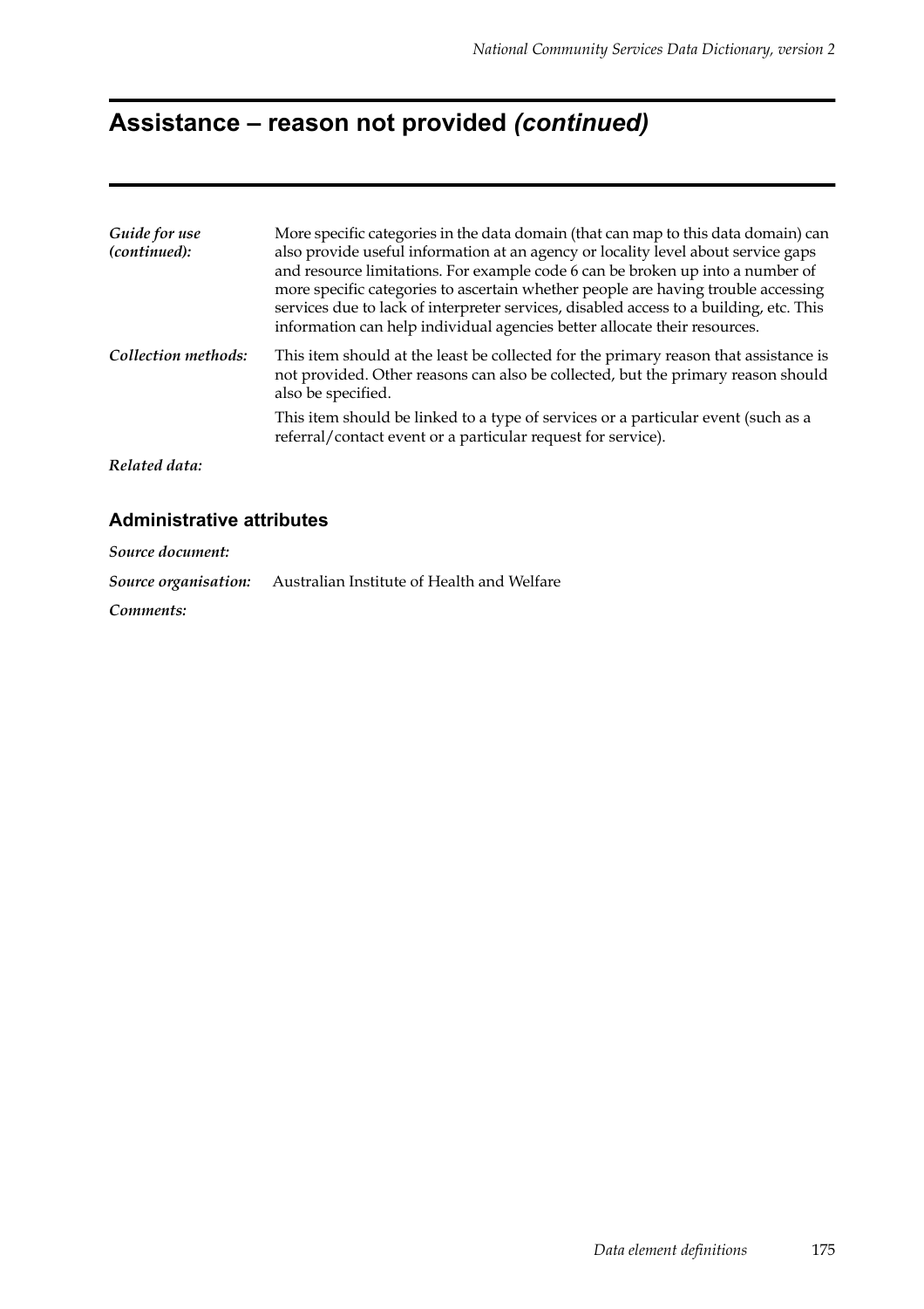# Assistance – reason not provided *(continued)*

| | |
|---|---|
| ***Guide for use (continued):*** | More specific categories in the data domain (that can map to this data domain) can also provide useful information at an agency or locality level about service gaps and resource limitations. For example code 6 can be broken up into a number of more specific categories to ascertain whether people are having trouble accessing services due to lack of interpreter services, disabled access to a building, etc. This information can help individual agencies better allocate their resources. |
| ***Collection methods:*** | This item should at the least be collected for the primary reason that assistance is not provided. Other reasons can also be collected, but the primary reason should also be specified.<br><br>This item should be linked to a type of services or a particular event (such as a referral/contact event or a particular request for service). |
| ***Related data:*** | |

## Administrative attributes

***Source document:***

***Source organisation:*** Australian Institute of Health and Welfare

***Comments:***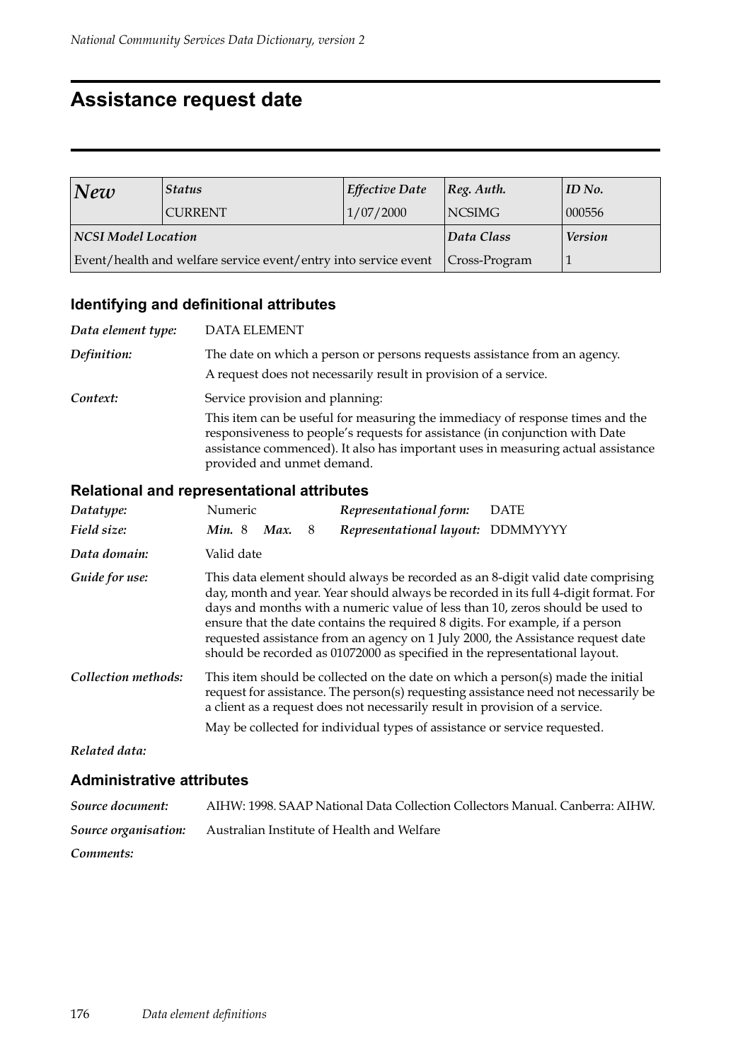# Assistance request date

| *New* | *Status* | *Effective Date* | *Reg. Auth.* | *ID No.* |
|---|---|---|---|---|
| | CURRENT | 1/07/2000 | NCSIMG | 000556 |
| ***NCSI Model Location*** | | | ***Data Class*** | ***Version*** |
| Event/health and welfare service event/entry into service event | | | Cross-Program | 1 |

## Identifying and definitional attributes

***Data element type:*** DATA ELEMENT

***Definition:*** The date on which a person or persons requests assistance from an agency.

A request does not necessarily result in provision of a service.

***Context:*** Service provision and planning:

This item can be useful for measuring the immediacy of response times and the responsiveness to people's requests for assistance (in conjunction with Date assistance commenced). It also has important uses in measuring actual assistance provided and unmet demand.

## Relational and representational attributes

***Datatype:*** Numeric &nbsp;&nbsp; ***Representational form:*** DATE

***Field size:*** ***Min.*** 8 ***Max.*** 8 &nbsp;&nbsp; ***Representational layout:*** DDMMYYYY

***Data domain:*** Valid date

***Guide for use:*** This data element should always be recorded as an 8-digit valid date comprising day, month and year. Year should always be recorded in its full 4-digit format. For days and months with a numeric value of less than 10, zeros should be used to ensure that the date contains the required 8 digits. For example, if a person requested assistance from an agency on 1 July 2000, the Assistance request date should be recorded as 01072000 as specified in the representational layout.

***Collection methods:*** This item should be collected on the date on which a person(s) made the initial request for assistance. The person(s) requesting assistance need not necessarily be a client as a request does not necessarily result in provision of a service.

May be collected for individual types of assistance or service requested.

***Related data:***

## Administrative attributes

***Source document:*** AIHW: 1998. SAAP National Data Collection Collectors Manual. Canberra: AIHW.

***Source organisation:*** Australian Institute of Health and Welfare

***Comments:***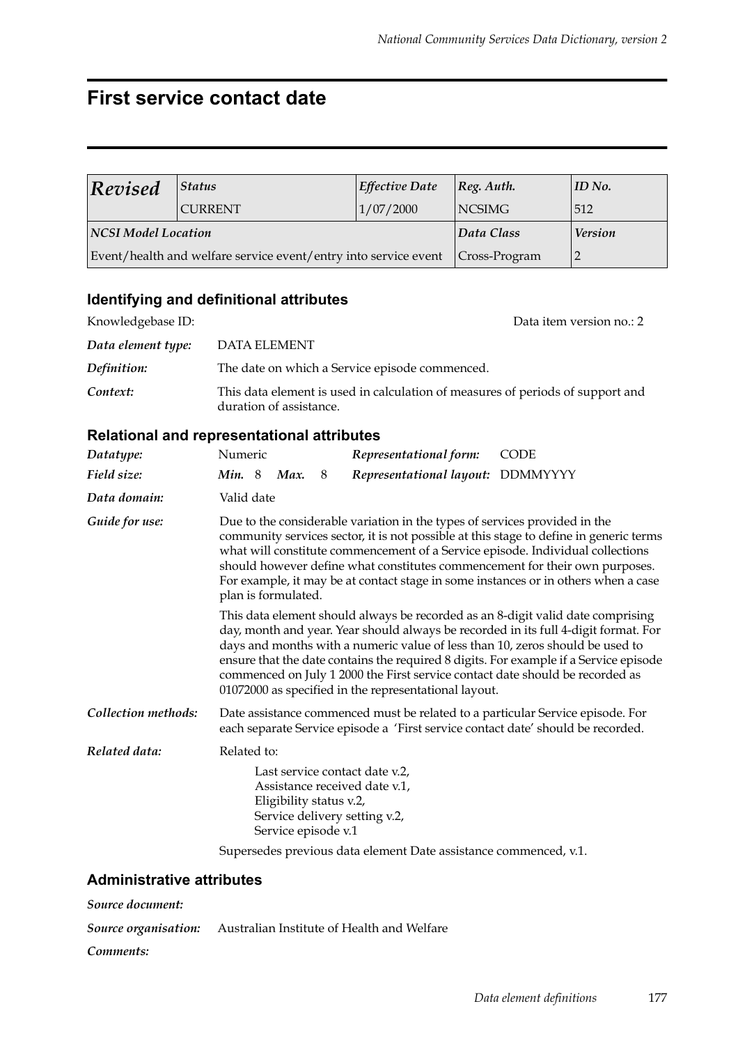# First service contact date

| *Revised* | *Status* | *Effective Date* | *Reg. Auth.* | *ID No.* |
|---|---|---|---|---|
| | CURRENT | 1/07/2000 | NCSIMG | 512 |
| ***NCSI Model Location*** | | | *Data Class* | *Version* |
| Event/health and welfare service event/entry into service event | | | Cross-Program | 2 |

## Identifying and definitional attributes

Knowledgebase ID: Data item version no.: 2

***Data element type:*** DATA ELEMENT

***Definition:*** The date on which a Service episode commenced.

***Context:*** This data element is used in calculation of measures of periods of support and duration of assistance.

## Relational and representational attributes

***Datatype:*** Numeric ***Representational form:*** CODE

***Field size:*** ***Min.*** 8 ***Max.*** 8 ***Representational layout:*** DDMMYYYY

***Data domain:*** Valid date

***Guide for use:*** Due to the considerable variation in the types of services provided in the community services sector, it is not possible at this stage to define in generic terms what will constitute commencement of a Service episode. Individual collections should however define what constitutes commencement for their own purposes. For example, it may be at contact stage in some instances or in others when a case plan is formulated.

This data element should always be recorded as an 8-digit valid date comprising day, month and year. Year should always be recorded in its full 4-digit format. For days and months with a numeric value of less than 10, zeros should be used to ensure that the date contains the required 8 digits. For example if a Service episode commenced on July 1 2000 the First service contact date should be recorded as 01072000 as specified in the representational layout.

***Collection methods:*** Date assistance commenced must be related to a particular Service episode. For each separate Service episode a 'First service contact date' should be recorded.

***Related data:*** Related to:

Last service contact date v.2,
Assistance received date v.1,
Eligibility status v.2,
Service delivery setting v.2,
Service episode v.1

Supersedes previous data element Date assistance commenced, v.1.

## Administrative attributes

***Source document:***

***Source organisation:*** Australian Institute of Health and Welfare

***Comments:***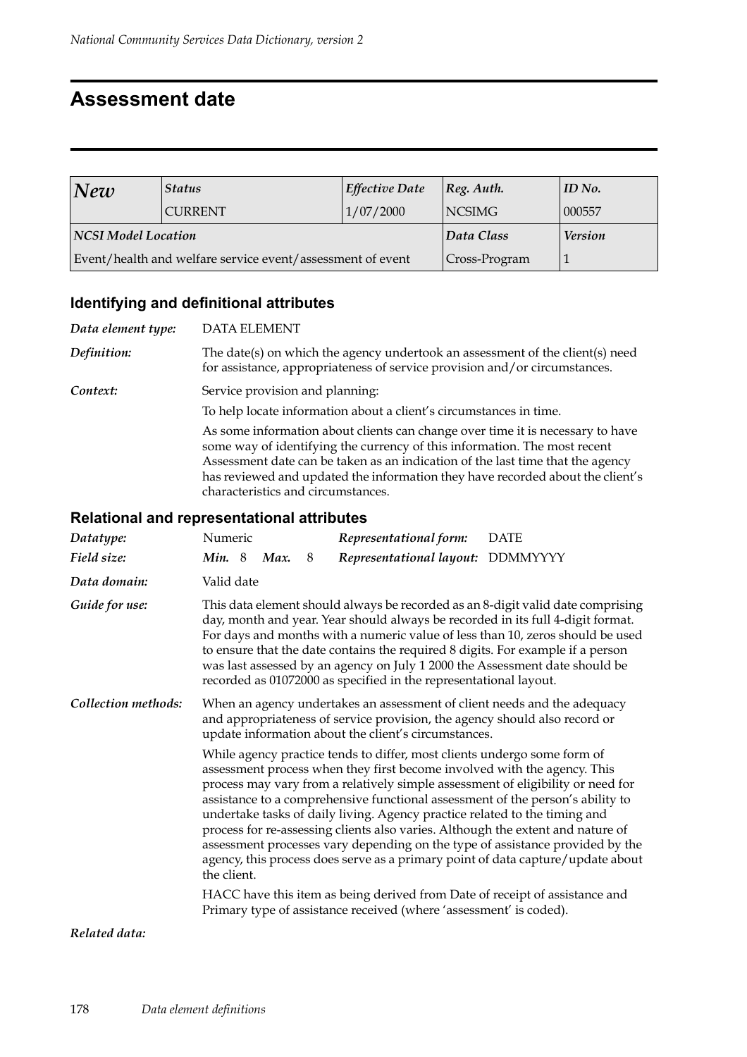# Assessment date

| *New* | *Status* | *Effective Date* | *Reg. Auth.* | *ID No.* |
|---|---|---|---|---|
| | CURRENT | 1/07/2000 | NCSIMG | 000557 |
| ***NCSI Model Location*** | | | ***Data Class*** | ***Version*** |
| Event/health and welfare service event/assessment of event | | | Cross-Program | 1 |

### Identifying and definitional attributes

***Data element type:*** DATA ELEMENT

***Definition:*** The date(s) on which the agency undertook an assessment of the client(s) need for assistance, appropriateness of service provision and/or circumstances.

***Context:*** Service provision and planning:

To help locate information about a client's circumstances in time.

As some information about clients can change over time it is necessary to have some way of identifying the currency of this information. The most recent Assessment date can be taken as an indication of the last time that the agency has reviewed and updated the information they have recorded about the client's characteristics and circumstances.

### Relational and representational attributes

***Datatype:*** Numeric

***Representational form:*** DATE

***Field size:*** ***Min.*** 8 ***Max.*** 8

***Representational layout:*** DDMMYYYY

***Data domain:*** Valid date

***Guide for use:*** This data element should always be recorded as an 8-digit valid date comprising day, month and year. Year should always be recorded in its full 4-digit format. For days and months with a numeric value of less than 10, zeros should be used to ensure that the date contains the required 8 digits. For example if a person was last assessed by an agency on July 1 2000 the Assessment date should be recorded as 01072000 as specified in the representational layout.

***Collection methods:*** When an agency undertakes an assessment of client needs and the adequacy and appropriateness of service provision, the agency should also record or update information about the client's circumstances.

While agency practice tends to differ, most clients undergo some form of assessment process when they first become involved with the agency. This process may vary from a relatively simple assessment of eligibility or need for assistance to a comprehensive functional assessment of the person's ability to undertake tasks of daily living. Agency practice related to the timing and process for re-assessing clients also varies. Although the extent and nature of assessment processes vary depending on the type of assistance provided by the agency, this process does serve as a primary point of data capture/update about the client.

HACC have this item as being derived from Date of receipt of assistance and Primary type of assistance received (where 'assessment' is coded).

***Related data:***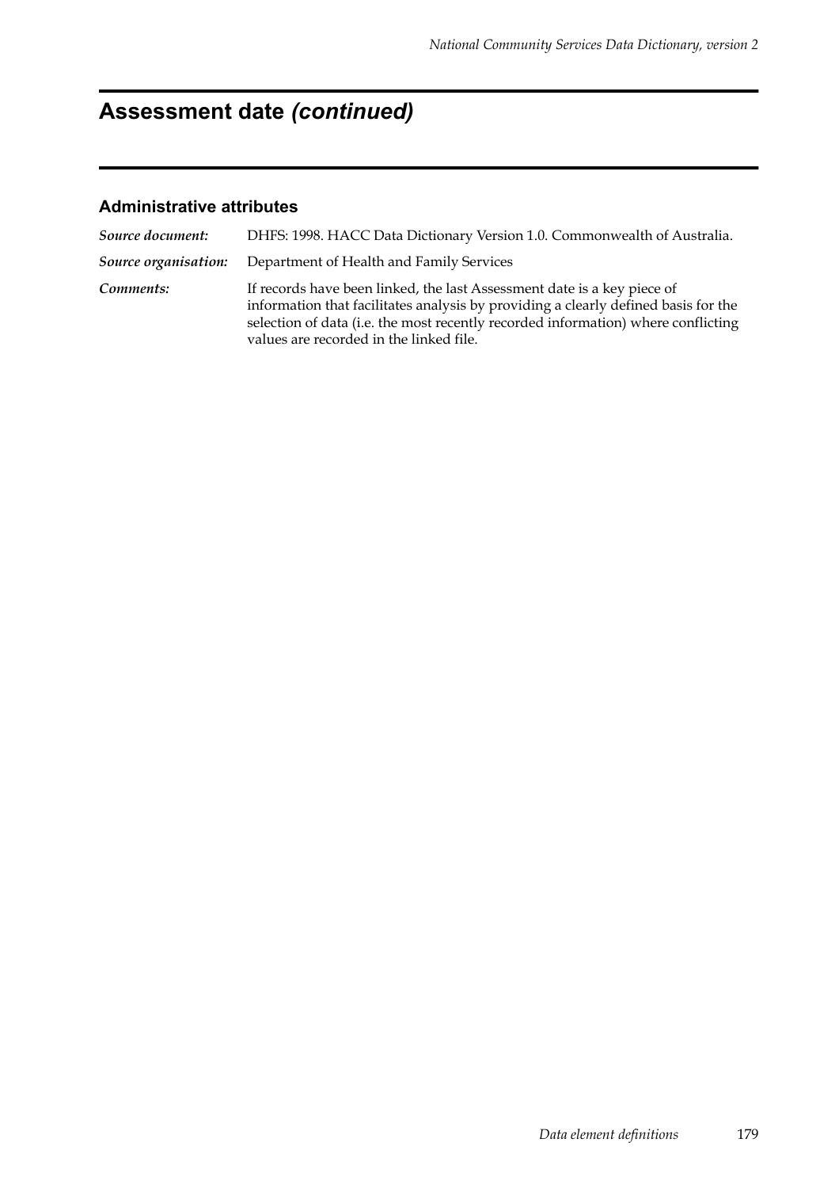# Assessment date *(continued)*

### Administrative attributes

***Source document:*** DHFS: 1998. HACC Data Dictionary Version 1.0. Commonwealth of Australia.

***Source organisation:*** Department of Health and Family Services

***Comments:*** If records have been linked, the last Assessment date is a key piece of information that facilitates analysis by providing a clearly defined basis for the selection of data (i.e. the most recently recorded information) where conflicting values are recorded in the linked file.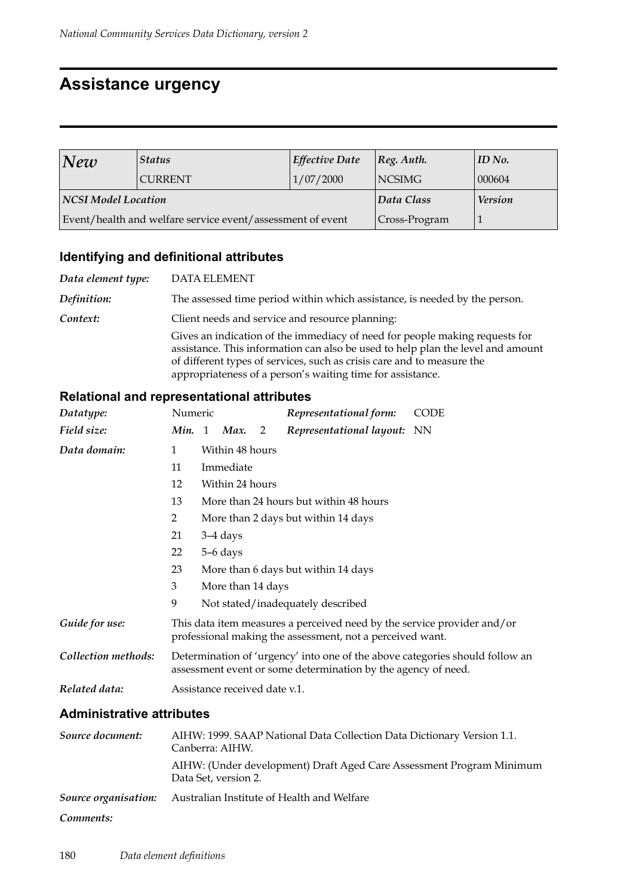# Assistance urgency

| *New* | *Status* | *Effective Date* | *Reg. Auth.* | *ID No.* |
|---|---|---|---|---|
| | CURRENT | 1/07/2000 | NCSIMG | 000604 |
| ***NCSI Model Location*** | | | ***Data Class*** | ***Version*** |
| Event/health and welfare service event/assessment of event | | | Cross-Program | 1 |

## Identifying and definitional attributes

***Data element type:*** DATA ELEMENT

***Definition:*** The assessed time period within which assistance, is needed by the person.

***Context:*** Client needs and service and resource planning:

Gives an indication of the immediacy of need for people making requests for assistance. This information can also be used to help plan the level and amount of different types of services, such as crisis care and to measure the appropriateness of a person's waiting time for assistance.

## Relational and representational attributes

***Datatype:*** Numeric   ***Representational form:*** CODE

***Field size:*** ***Min.*** 1 ***Max.*** 2   ***Representational layout:*** NN

***Data domain:***

| | |
|---|---|
| 1 | Within 48 hours |
| 11 | Immediate |
| 12 | Within 24 hours |
| 13 | More than 24 hours but within 48 hours |
| 2 | More than 2 days but within 14 days |
| 21 | 3–4 days |
| 22 | 5–6 days |
| 23 | More than 6 days but within 14 days |
| 3 | More than 14 days |
| 9 | Not stated/inadequately described |

***Guide for use:*** This data item measures a perceived need by the service provider and/or professional making the assessment, not a perceived want.

***Collection methods:*** Determination of 'urgency' into one of the above categories should follow an assessment event or some determination by the agency of need.

***Related data:*** Assistance received date v.1.

## Administrative attributes

***Source document:*** AIHW: 1999. SAAP National Data Collection Data Dictionary Version 1.1. Canberra: AIHW.

AIHW: (Under development) Draft Aged Care Assessment Program Minimum Data Set, version 2.

***Source organisation:*** Australian Institute of Health and Welfare

***Comments:***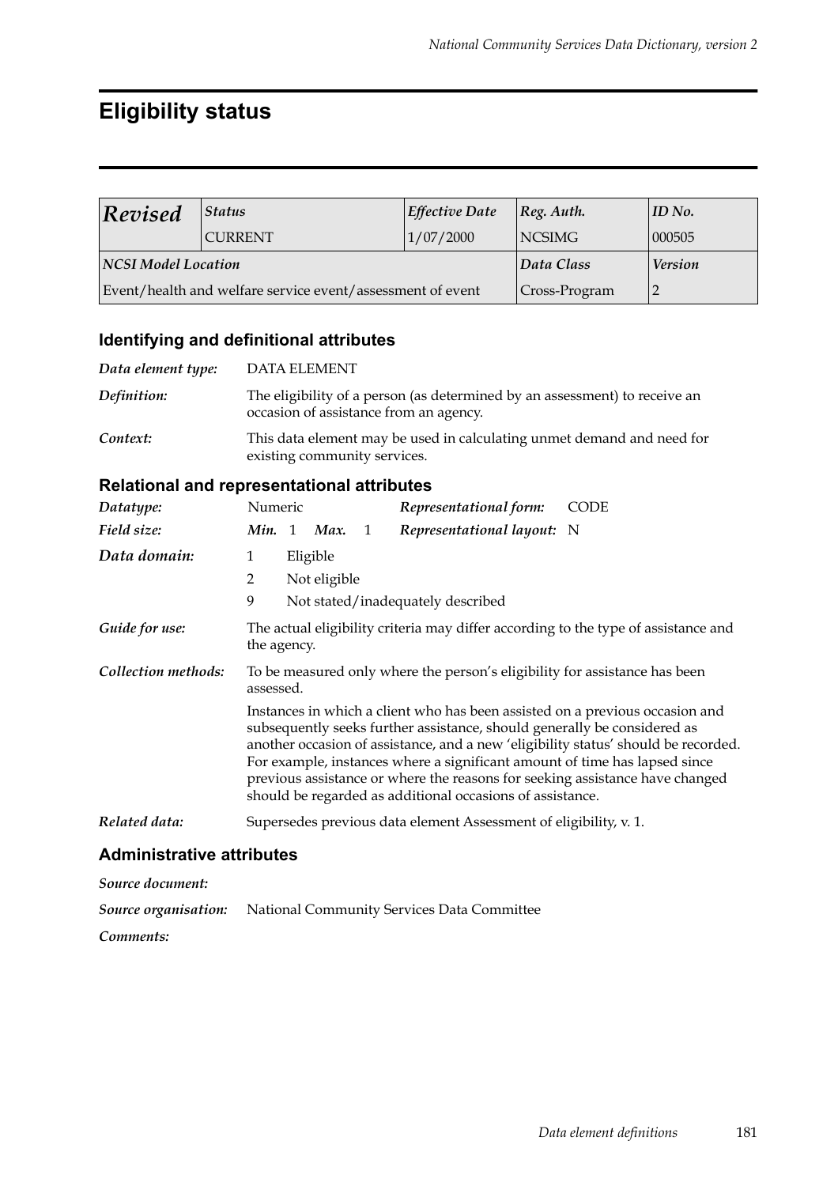# Eligibility status

| *Revised* | *Status* | *Effective Date* | *Reg. Auth.* | *ID No.* |
|---|---|---|---|---|
| | CURRENT | 1/07/2000 | NCSIMG | 000505 |
| ***NCSI Model Location*** | | | ***Data Class*** | ***Version*** |
| Event/health and welfare service event/assessment of event | | | Cross-Program | 2 |

## Identifying and definitional attributes

***Data element type:*** DATA ELEMENT

***Definition:*** The eligibility of a person (as determined by an assessment) to receive an occasion of assistance from an agency.

***Context:*** This data element may be used in calculating unmet demand and need for existing community services.

## Relational and representational attributes

***Datatype:*** Numeric  ***Representational form:*** CODE

***Field size:*** ***Min.*** 1 ***Max.*** 1  ***Representational layout:*** N

***Data domain:***

1 Eligible

2 Not eligible

9 Not stated/inadequately described

***Guide for use:*** The actual eligibility criteria may differ according to the type of assistance and the agency.

***Collection methods:*** To be measured only where the person's eligibility for assistance has been assessed.

Instances in which a client who has been assisted on a previous occasion and subsequently seeks further assistance, should generally be considered as another occasion of assistance, and a new 'eligibility status' should be recorded. For example, instances where a significant amount of time has lapsed since previous assistance or where the reasons for seeking assistance have changed should be regarded as additional occasions of assistance.

***Related data:*** Supersedes previous data element Assessment of eligibility, v. 1.

## Administrative attributes

***Source document:***

***Source organisation:*** National Community Services Data Committee

***Comments:***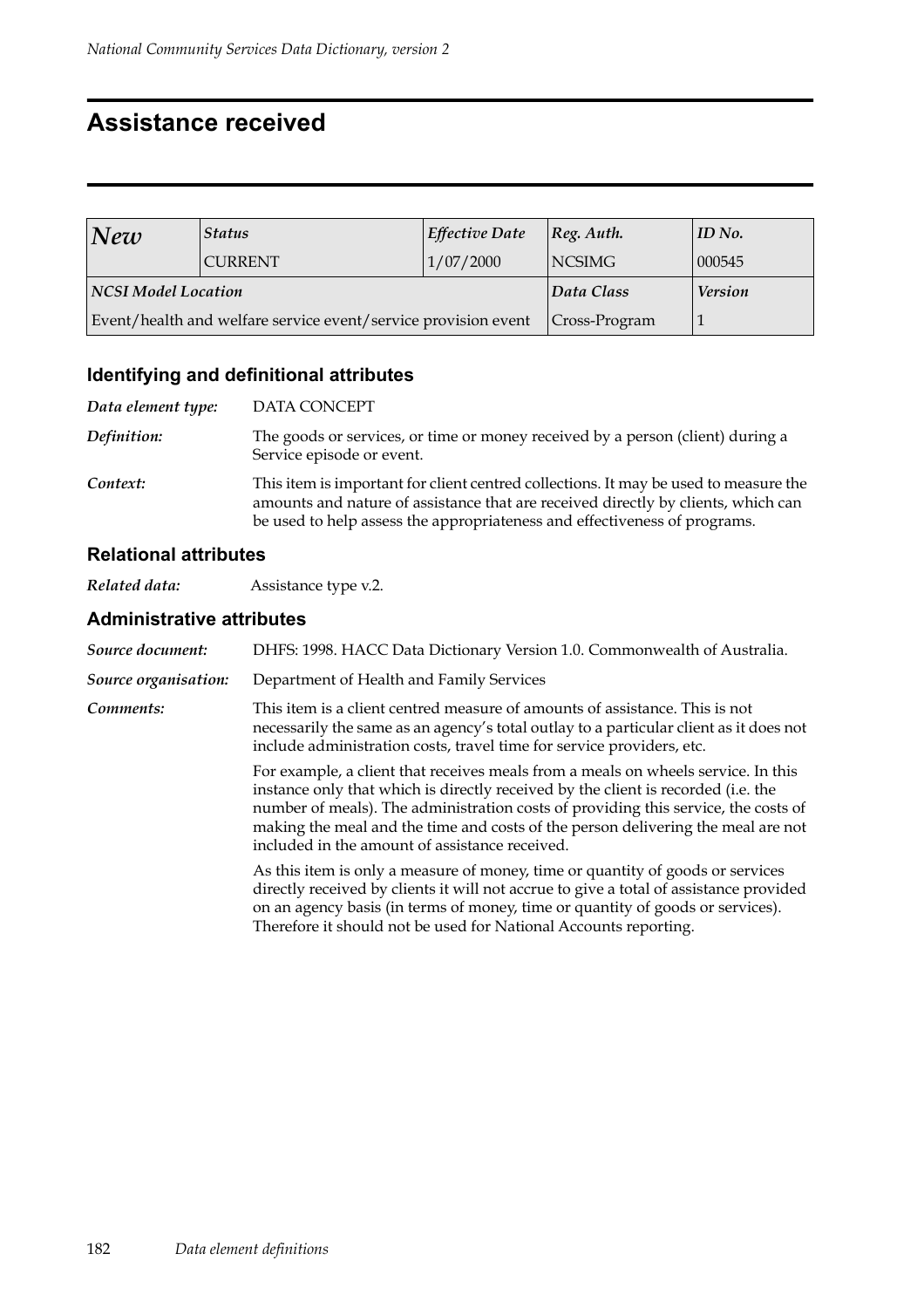# Assistance received

| *New* | *Status* | *Effective Date* | *Reg. Auth.* | *ID No.* |
|---|---|---|---|---|
| | CURRENT | 1/07/2000 | NCSIMG | 000545 |
| ***NCSI Model Location*** | | | ***Data Class*** | ***Version*** |
| Event/health and welfare service event/service provision event | | | Cross-Program | 1 |

## Identifying and definitional attributes

***Data element type:*** DATA CONCEPT

***Definition:*** The goods or services, or time or money received by a person (client) during a Service episode or event.

***Context:*** This item is important for client centred collections. It may be used to measure the amounts and nature of assistance that are received directly by clients, which can be used to help assess the appropriateness and effectiveness of programs.

## Relational attributes

***Related data:*** Assistance type v.2.

## Administrative attributes

***Source document:*** DHFS: 1998. HACC Data Dictionary Version 1.0. Commonwealth of Australia.

***Source organisation:*** Department of Health and Family Services

***Comments:*** This item is a client centred measure of amounts of assistance. This is not necessarily the same as an agency's total outlay to a particular client as it does not include administration costs, travel time for service providers, etc.

For example, a client that receives meals from a meals on wheels service. In this instance only that which is directly received by the client is recorded (i.e. the number of meals). The administration costs of providing this service, the costs of making the meal and the time and costs of the person delivering the meal are not included in the amount of assistance received.

As this item is only a measure of money, time or quantity of goods or services directly received by clients it will not accrue to give a total of assistance provided on an agency basis (in terms of money, time or quantity of goods or services). Therefore it should not be used for National Accounts reporting.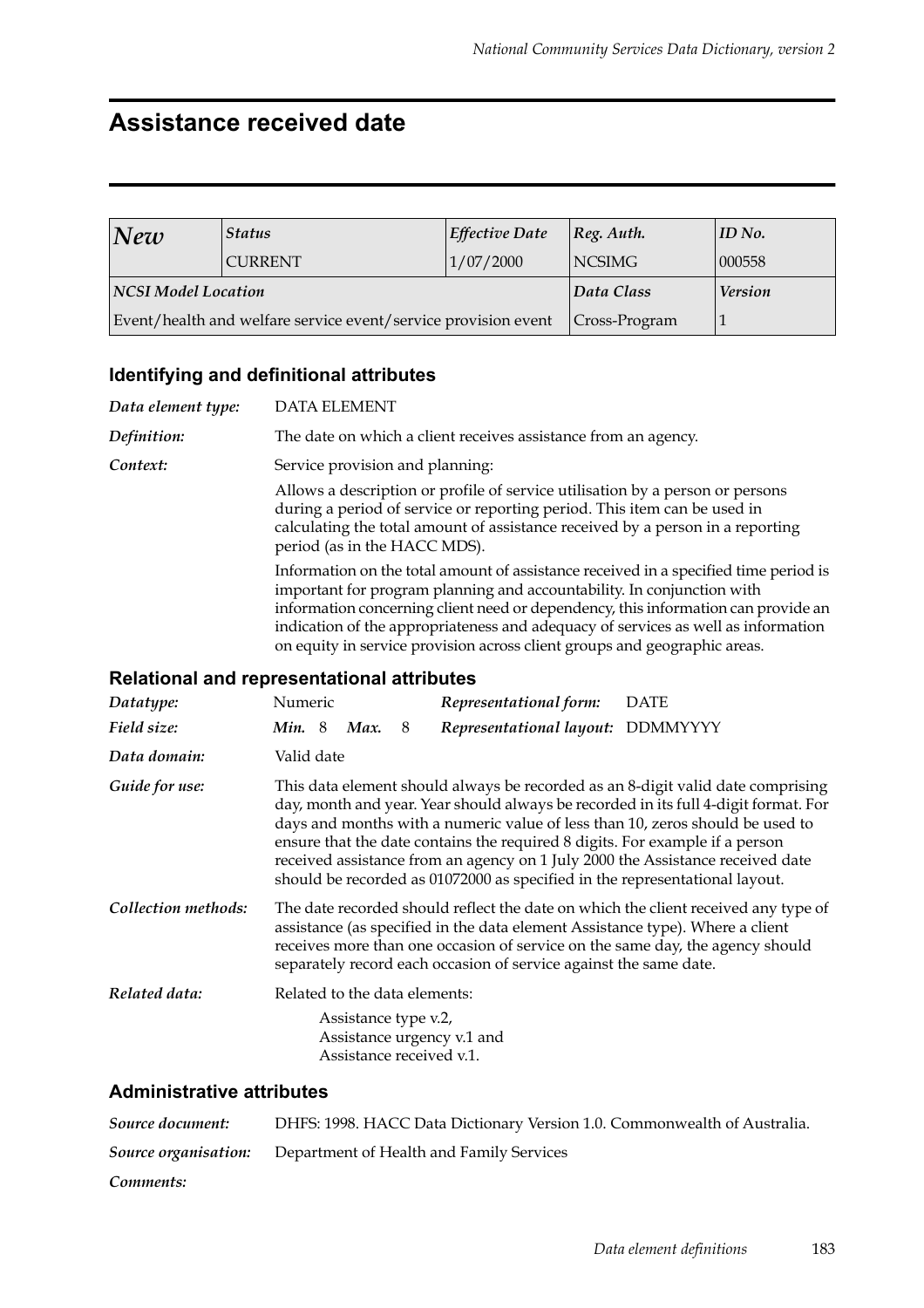# Assistance received date

| *New* | *Status* | *Effective Date* | *Reg. Auth.* | *ID No.* |
|---|---|---|---|---|
| | CURRENT | 1/07/2000 | NCSIMG | 000558 |
| ***NCSI Model Location*** | | | ***Data Class*** | ***Version*** |
| Event/health and welfare service event/service provision event | | | Cross-Program | 1 |

## Identifying and definitional attributes

***Data element type:*** DATA ELEMENT

***Definition:*** The date on which a client receives assistance from an agency.

***Context:*** Service provision and planning:

Allows a description or profile of service utilisation by a person or persons during a period of service or reporting period. This item can be used in calculating the total amount of assistance received by a person in a reporting period (as in the HACC MDS).

Information on the total amount of assistance received in a specified time period is important for program planning and accountability. In conjunction with information concerning client need or dependency, this information can provide an indication of the appropriateness and adequacy of services as well as information on equity in service provision across client groups and geographic areas.

## Relational and representational attributes

***Datatype:*** Numeric

***Representational form:*** DATE

***Field size:*** ***Min.*** 8 ***Max.*** 8

***Representational layout:*** DDMMYYYY

***Data domain:*** Valid date

***Guide for use:*** This data element should always be recorded as an 8-digit valid date comprising day, month and year. Year should always be recorded in its full 4-digit format. For days and months with a numeric value of less than 10, zeros should be used to ensure that the date contains the required 8 digits. For example if a person received assistance from an agency on 1 July 2000 the Assistance received date should be recorded as 01072000 as specified in the representational layout.

***Collection methods:*** The date recorded should reflect the date on which the client received any type of assistance (as specified in the data element Assistance type). Where a client receives more than one occasion of service on the same day, the agency should separately record each occasion of service against the same date.

***Related data:*** Related to the data elements:

Assistance type v.2,
Assistance urgency v.1 and
Assistance received v.1.

## Administrative attributes

***Source document:*** DHFS: 1998. HACC Data Dictionary Version 1.0. Commonwealth of Australia.

***Source organisation:*** Department of Health and Family Services

***Comments:***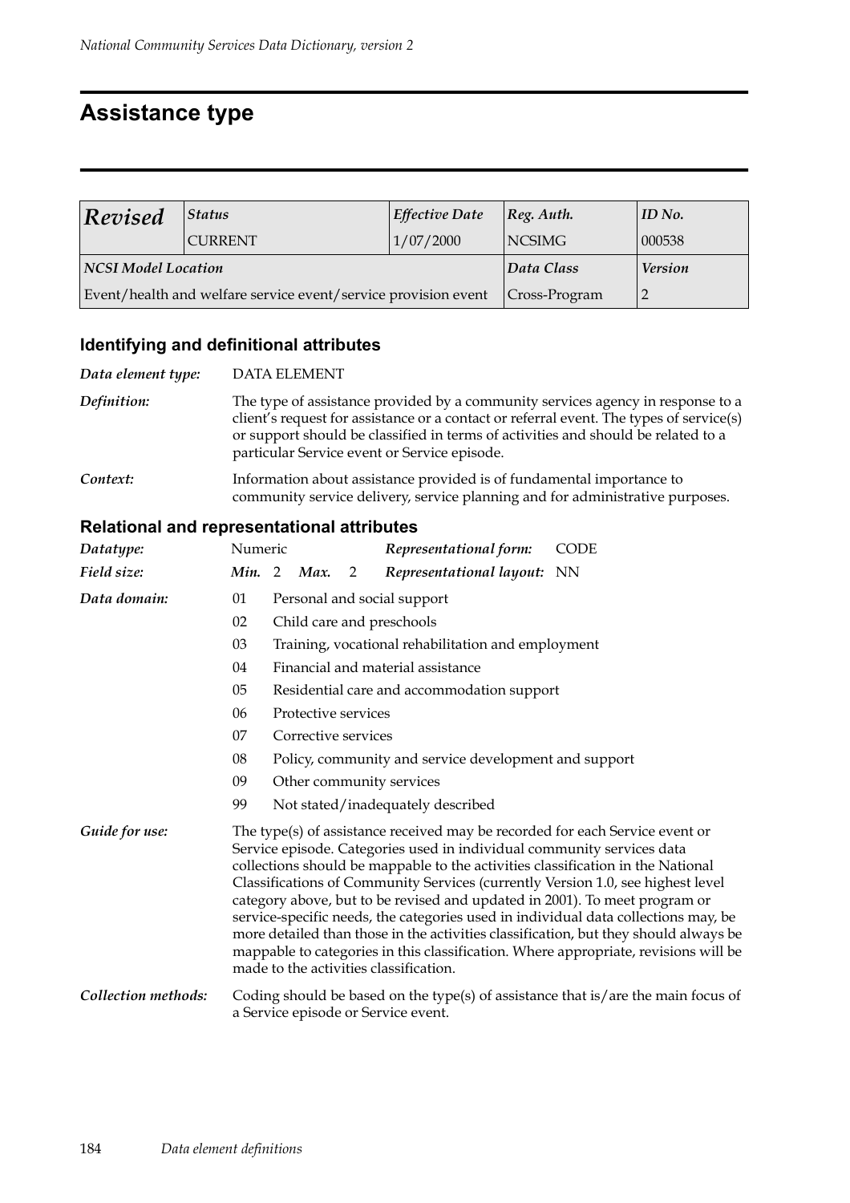# Assistance type

| *Revised* | *Status* | *Effective Date* | *Reg. Auth.* | *ID No.* |
|---|---|---|---|---|
| | CURRENT | 1/07/2000 | NCSIMG | 000538 |
| ***NCSI Model Location*** | | | ***Data Class*** | ***Version*** |
| Event/health and welfare service event/service provision event | | | Cross-Program | 2 |

### Identifying and definitional attributes

***Data element type:*** DATA ELEMENT

***Definition:*** The type of assistance provided by a community services agency in response to a client's request for assistance or a contact or referral event. The types of service(s) or support should be classified in terms of activities and should be related to a particular Service event or Service episode.

***Context:*** Information about assistance provided is of fundamental importance to community service delivery, service planning and for administrative purposes.

### Relational and representational attributes

***Datatype:*** Numeric    ***Representational form:*** CODE

***Field size:*** ***Min.*** 2 ***Max.*** 2    ***Representational layout:*** NN

***Data domain:***

- 01 Personal and social support
- 02 Child care and preschools
- 03 Training, vocational rehabilitation and employment
- 04 Financial and material assistance
- 05 Residential care and accommodation support
- 06 Protective services
- 07 Corrective services
- 08 Policy, community and service development and support
- 09 Other community services
- 99 Not stated/inadequately described

***Guide for use:*** The type(s) of assistance received may be recorded for each Service event or Service episode. Categories used in individual community services data collections should be mappable to the activities classification in the National Classifications of Community Services (currently Version 1.0, see highest level category above, but to be revised and updated in 2001). To meet program or service-specific needs, the categories used in individual data collections may, be more detailed than those in the activities classification, but they should always be mappable to categories in this classification. Where appropriate, revisions will be made to the activities classification.

***Collection methods:*** Coding should be based on the type(s) of assistance that is/are the main focus of a Service episode or Service event.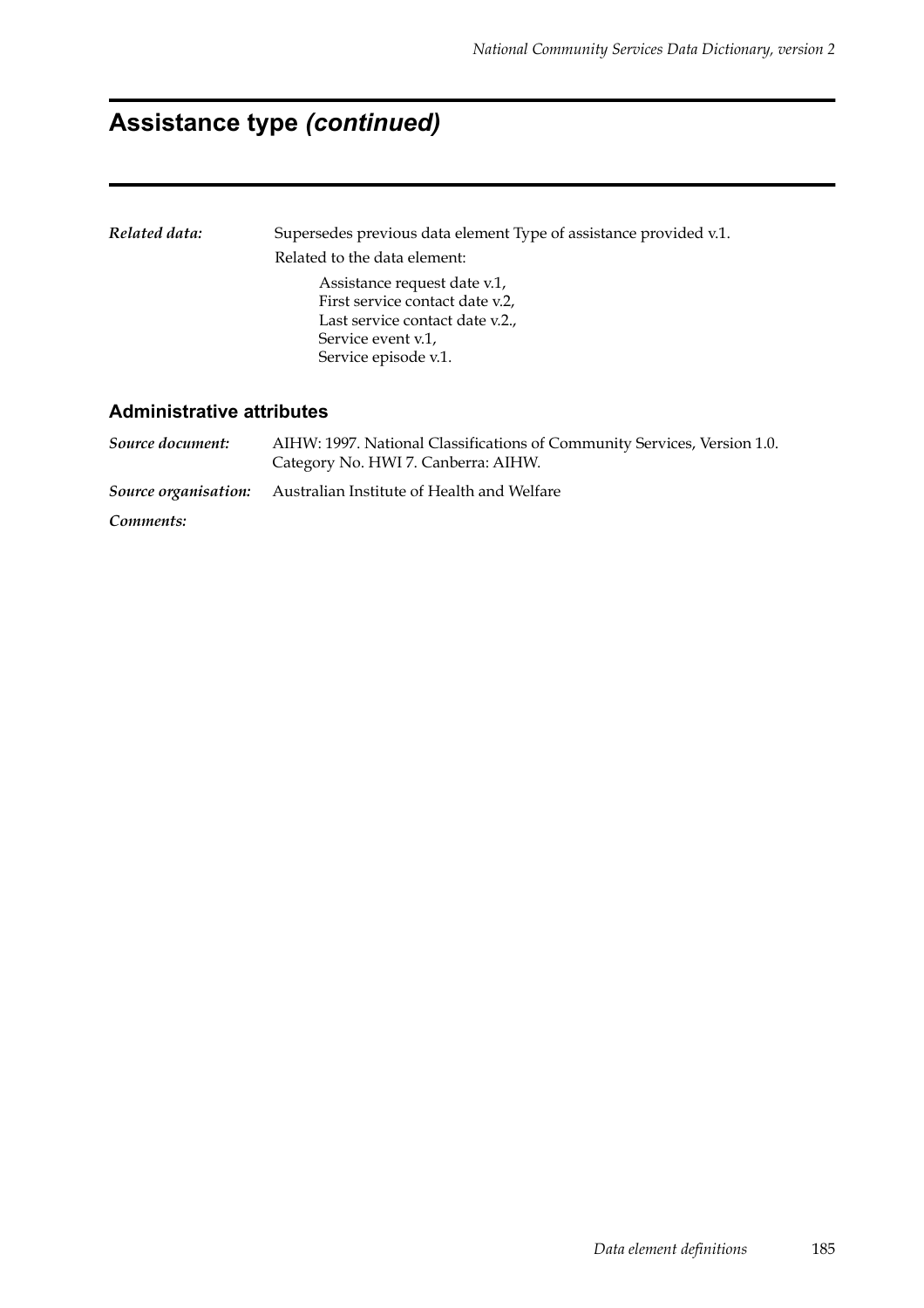# Assistance type *(continued)*

***Related data:*** Supersedes previous data element Type of assistance provided v.1.

Related to the data element:

Assistance request date v.1,
First service contact date v.2,
Last service contact date v.2.,
Service event v.1,
Service episode v.1.

## Administrative attributes

***Source document:*** AIHW: 1997. National Classifications of Community Services, Version 1.0. Category No. HWI 7. Canberra: AIHW.

***Source organisation:*** Australian Institute of Health and Welfare

***Comments:***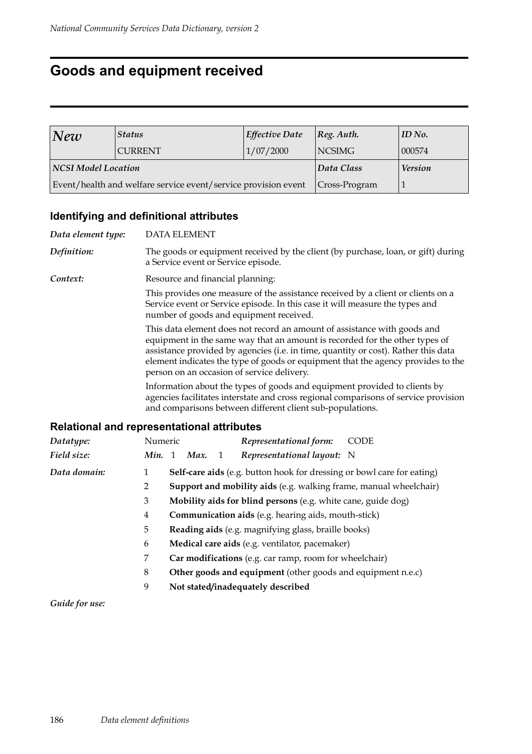# Goods and equipment received

| *New* | *Status* | *Effective Date* | *Reg. Auth.* | *ID No.* |
|---|---|---|---|---|
| | CURRENT | 1/07/2000 | NCSIMG | 000574 |
| ***NCSI Model Location*** | | | ***Data Class*** | ***Version*** |
| Event/health and welfare service event/service provision event | | | Cross-Program | 1 |

### Identifying and definitional attributes

*Data element type:* DATA ELEMENT

*Definition:* The goods or equipment received by the client (by purchase, loan, or gift) during a Service event or Service episode.

*Context:* Resource and financial planning:

This provides one measure of the assistance received by a client or clients on a Service event or Service episode. In this case it will measure the types and number of goods and equipment received.

This data element does not record an amount of assistance with goods and equipment in the same way that an amount is recorded for the other types of assistance provided by agencies (i.e. in time, quantity or cost). Rather this data element indicates the type of goods or equipment that the agency provides to the person on an occasion of service delivery.

Information about the types of goods and equipment provided to clients by agencies facilitates interstate and cross regional comparisons of service provision and comparisons between different client sub-populations.

### Relational and representational attributes

*Datatype:* Numeric *Representational form:* CODE

*Field size:* ***Min.*** 1 ***Max.*** 1 *Representational layout:* N

*Data domain:*

1 **Self-care aids** (e.g. button hook for dressing or bowl care for eating)

2 **Support and mobility aids** (e.g. walking frame, manual wheelchair)

3 **Mobility aids for blind persons** (e.g. white cane, guide dog)

4 **Communication aids** (e.g. hearing aids, mouth-stick)

5 **Reading aids** (e.g. magnifying glass, braille books)

6 **Medical care aids** (e.g. ventilator, pacemaker)

7 **Car modifications** (e.g. car ramp, room for wheelchair)

8 **Other goods and equipment** (other goods and equipment n.e.c)

9 **Not stated/inadequately described**

*Guide for use:*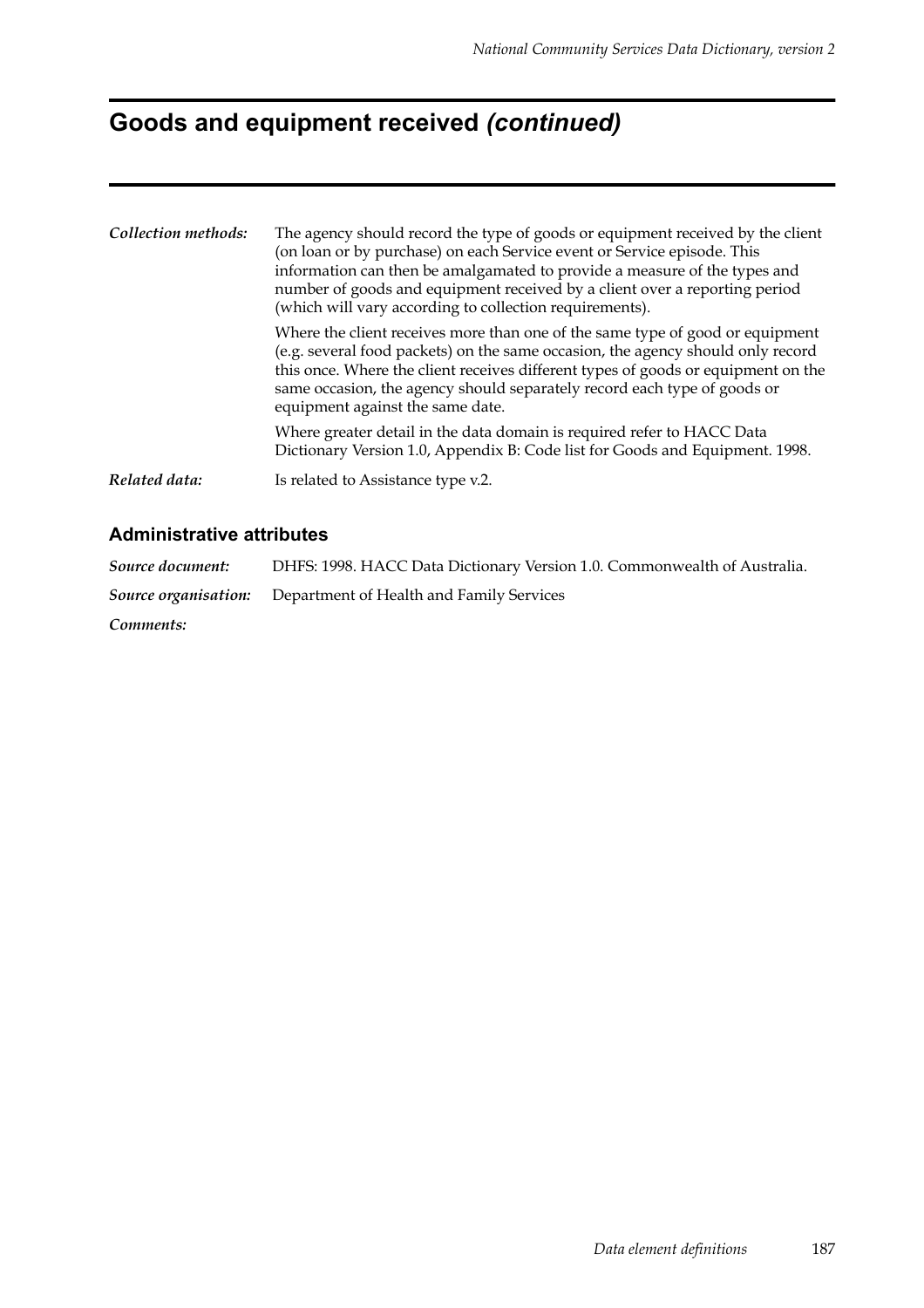# Goods and equipment received *(continued)*

***Collection methods:*** The agency should record the type of goods or equipment received by the client (on loan or by purchase) on each Service event or Service episode. This information can then be amalgamated to provide a measure of the types and number of goods and equipment received by a client over a reporting period (which will vary according to collection requirements).

Where the client receives more than one of the same type of good or equipment (e.g. several food packets) on the same occasion, the agency should only record this once. Where the client receives different types of goods or equipment on the same occasion, the agency should separately record each type of goods or equipment against the same date.

Where greater detail in the data domain is required refer to HACC Data Dictionary Version 1.0, Appendix B: Code list for Goods and Equipment. 1998.

***Related data:*** Is related to Assistance type v.2.

## Administrative attributes

***Source document:*** DHFS: 1998. HACC Data Dictionary Version 1.0. Commonwealth of Australia.

***Source organisation:*** Department of Health and Family Services

***Comments:***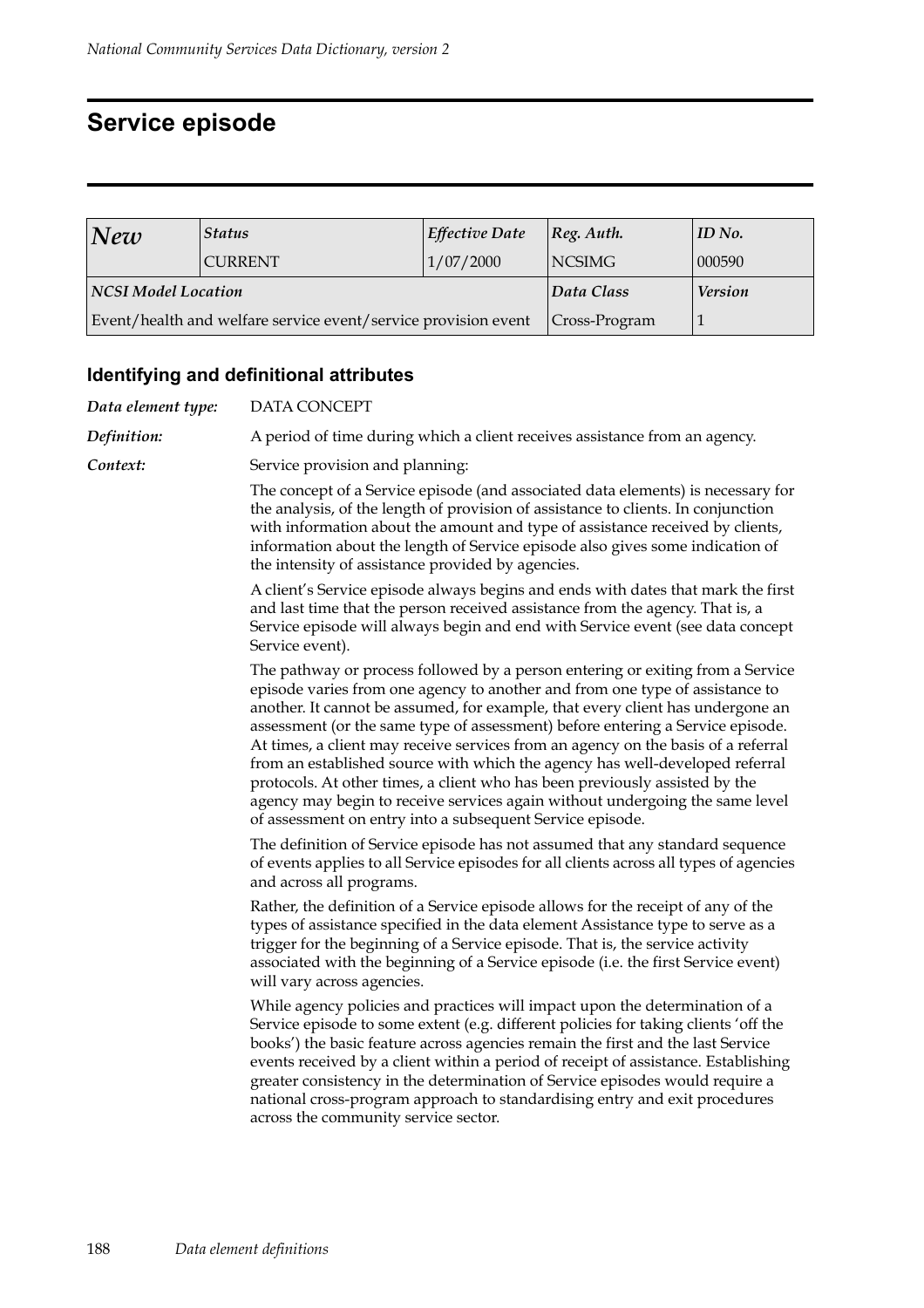# Service episode

| *New* | *Status* | *Effective Date* | *Reg. Auth.* | *ID No.* |
|---|---|---|---|---|
| | CURRENT | 1/07/2000 | NCSIMG | 000590 |
| ***NCSI Model Location*** | | | *Data Class* | *Version* |
| Event/health and welfare service event/service provision event | | | Cross-Program | 1 |

### Identifying and definitional attributes

***Data element type:*** DATA CONCEPT

***Definition:*** A period of time during which a client receives assistance from an agency.

***Context:*** Service provision and planning:

The concept of a Service episode (and associated data elements) is necessary for the analysis, of the length of provision of assistance to clients. In conjunction with information about the amount and type of assistance received by clients, information about the length of Service episode also gives some indication of the intensity of assistance provided by agencies.

A client's Service episode always begins and ends with dates that mark the first and last time that the person received assistance from the agency. That is, a Service episode will always begin and end with Service event (see data concept Service event).

The pathway or process followed by a person entering or exiting from a Service episode varies from one agency to another and from one type of assistance to another. It cannot be assumed, for example, that every client has undergone an assessment (or the same type of assessment) before entering a Service episode. At times, a client may receive services from an agency on the basis of a referral from an established source with which the agency has well-developed referral protocols. At other times, a client who has been previously assisted by the agency may begin to receive services again without undergoing the same level of assessment on entry into a subsequent Service episode.

The definition of Service episode has not assumed that any standard sequence of events applies to all Service episodes for all clients across all types of agencies and across all programs.

Rather, the definition of a Service episode allows for the receipt of any of the types of assistance specified in the data element Assistance type to serve as a trigger for the beginning of a Service episode. That is, the service activity associated with the beginning of a Service episode (i.e. the first Service event) will vary across agencies.

While agency policies and practices will impact upon the determination of a Service episode to some extent (e.g. different policies for taking clients 'off the books') the basic feature across agencies remain the first and the last Service events received by a client within a period of receipt of assistance. Establishing greater consistency in the determination of Service episodes would require a national cross-program approach to standardising entry and exit procedures across the community service sector.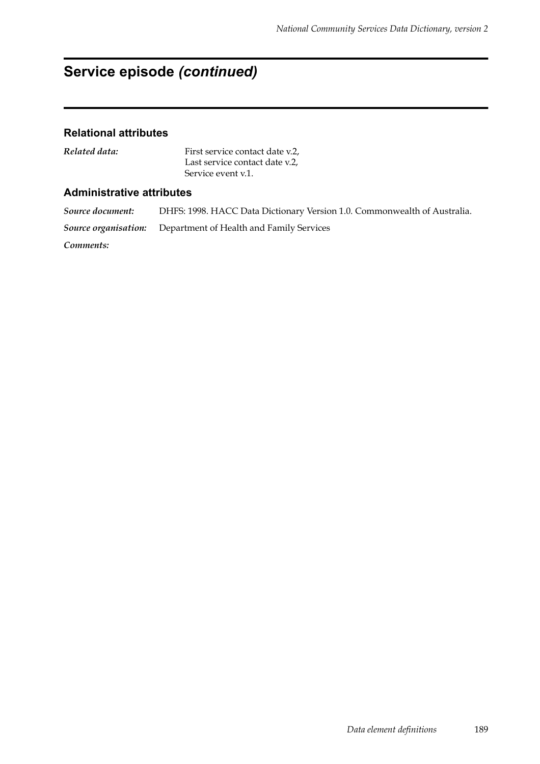# Service episode *(continued)*

## Relational attributes

***Related data:*** First service contact date v.2,
Last service contact date v.2,
Service event v.1.

## Administrative attributes

***Source document:*** DHFS: 1998. HACC Data Dictionary Version 1.0. Commonwealth of Australia.

***Source organisation:*** Department of Health and Family Services

***Comments:***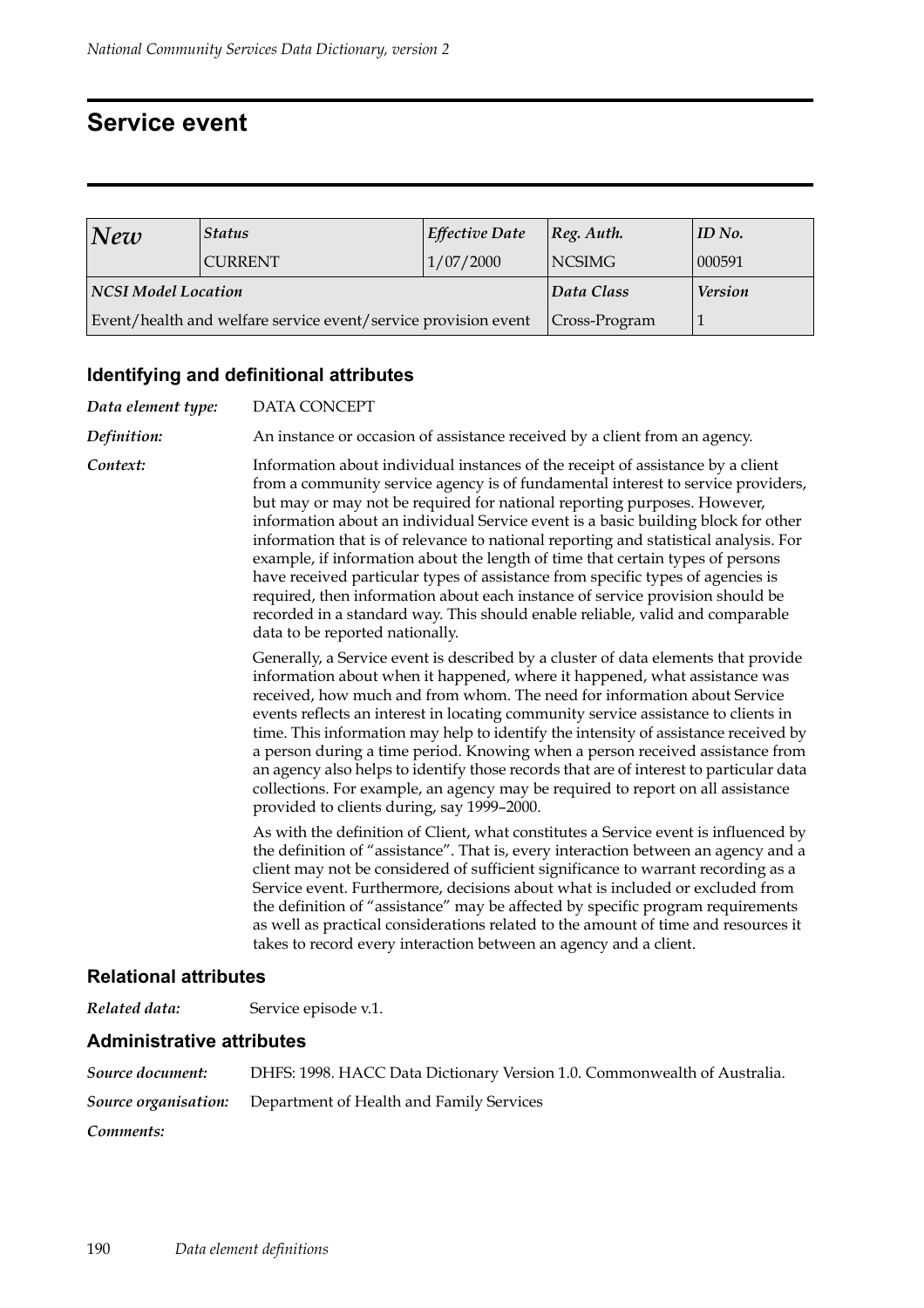## Service event

| *New* | *Status* | *Effective Date* | *Reg. Auth.* | *ID No.* |
|---|---|---|---|---|
| | CURRENT | 1/07/2000 | NCSIMG | 000591 |
| ***NCSI Model Location*** | | | ***Data Class*** | ***Version*** |
| Event/health and welfare service event/service provision event | | | Cross-Program | 1 |

### Identifying and definitional attributes

***Data element type:*** DATA CONCEPT

***Definition:*** An instance or occasion of assistance received by a client from an agency.

***Context:*** Information about individual instances of the receipt of assistance by a client from a community service agency is of fundamental interest to service providers, but may or may not be required for national reporting purposes. However, information about an individual Service event is a basic building block for other information that is of relevance to national reporting and statistical analysis. For example, if information about the length of time that certain types of persons have received particular types of assistance from specific types of agencies is required, then information about each instance of service provision should be recorded in a standard way. This should enable reliable, valid and comparable data to be reported nationally.

Generally, a Service event is described by a cluster of data elements that provide information about when it happened, where it happened, what assistance was received, how much and from whom. The need for information about Service events reflects an interest in locating community service assistance to clients in time. This information may help to identify the intensity of assistance received by a person during a time period. Knowing when a person received assistance from an agency also helps to identify those records that are of interest to particular data collections. For example, an agency may be required to report on all assistance provided to clients during, say 1999–2000.

As with the definition of Client, what constitutes a Service event is influenced by the definition of "assistance". That is, every interaction between an agency and a client may not be considered of sufficient significance to warrant recording as a Service event. Furthermore, decisions about what is included or excluded from the definition of "assistance" may be affected by specific program requirements as well as practical considerations related to the amount of time and resources it takes to record every interaction between an agency and a client.

### Relational attributes

***Related data:*** Service episode v.1.

### Administrative attributes

***Source document:*** DHFS: 1998. HACC Data Dictionary Version 1.0. Commonwealth of Australia.

***Source organisation:*** Department of Health and Family Services

***Comments:***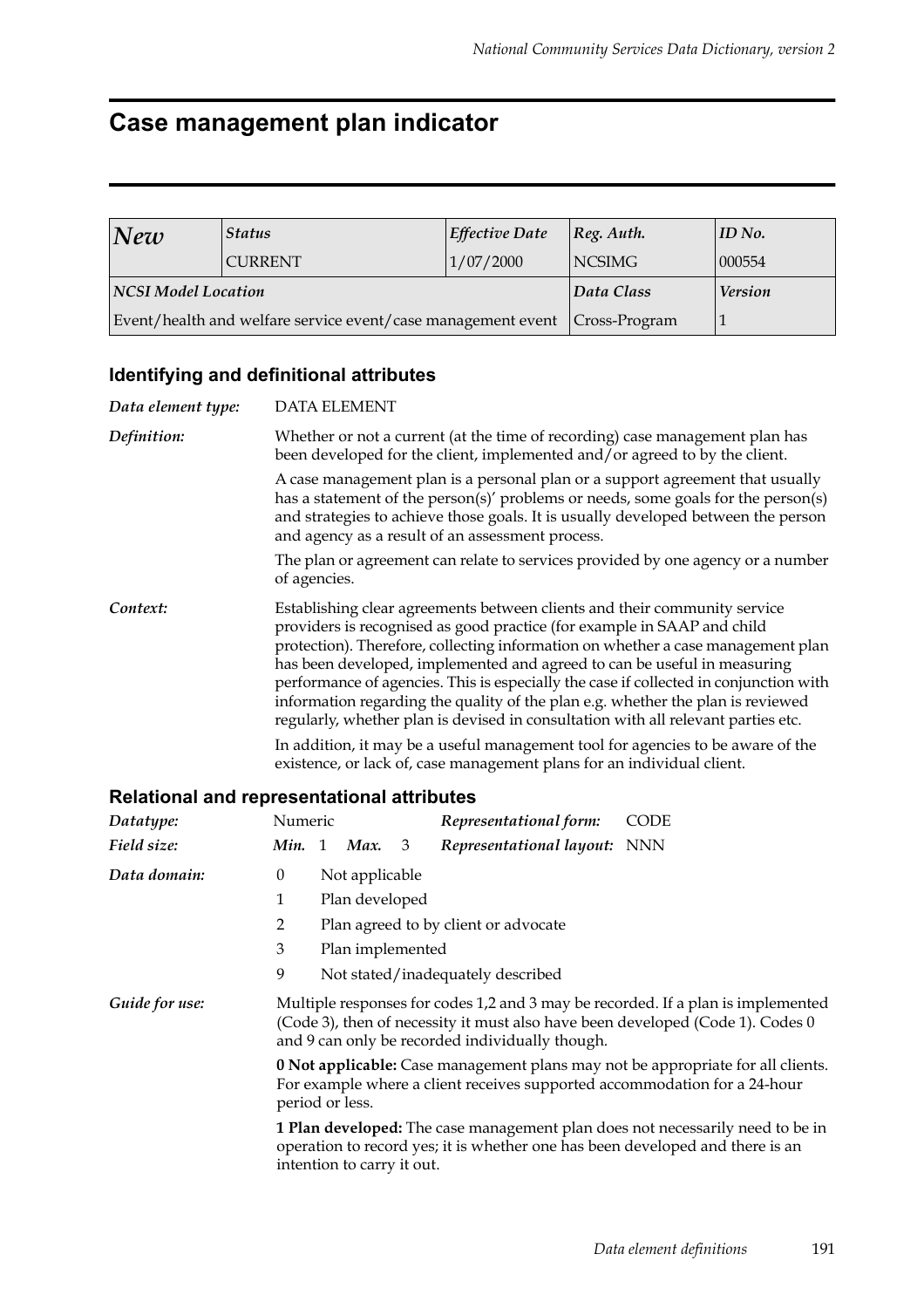# Case management plan indicator

| New | Status | Effective Date | Reg. Auth. | ID No. |
|---|---|---|---|---|
| | CURRENT | 1/07/2000 | NCSIMG | 000554 |
| **NCSI Model Location** | | | **Data Class** | **Version** |
| Event/health and welfare service event/case management event | | | Cross-Program | 1 |

## Identifying and definitional attributes

*Data element type:* DATA ELEMENT

*Definition:* Whether or not a current (at the time of recording) case management plan has been developed for the client, implemented and/or agreed to by the client.

A case management plan is a personal plan or a support agreement that usually has a statement of the person(s)' problems or needs, some goals for the person(s) and strategies to achieve those goals. It is usually developed between the person and agency as a result of an assessment process.

The plan or agreement can relate to services provided by one agency or a number of agencies.

*Context:* Establishing clear agreements between clients and their community service providers is recognised as good practice (for example in SAAP and child protection). Therefore, collecting information on whether a case management plan has been developed, implemented and agreed to can be useful in measuring performance of agencies. This is especially the case if collected in conjunction with information regarding the quality of the plan e.g. whether the plan is reviewed regularly, whether plan is devised in consultation with all relevant parties etc.

In addition, it may be a useful management tool for agencies to be aware of the existence, or lack of, case management plans for an individual client.

## Relational and representational attributes

*Datatype:* Numeric *Representational form:* CODE

*Field size:* *Min.* 1 *Max.* 3 *Representational layout:* NNN

*Data domain:*

0 Not applicable

1 Plan developed

2 Plan agreed to by client or advocate

3 Plan implemented

9 Not stated/inadequately described

*Guide for use:* Multiple responses for codes 1,2 and 3 may be recorded. If a plan is implemented (Code 3), then of necessity it must also have been developed (Code 1). Codes 0 and 9 can only be recorded individually though.

**0 Not applicable:** Case management plans may not be appropriate for all clients. For example where a client receives supported accommodation for a 24-hour period or less.

**1 Plan developed:** The case management plan does not necessarily need to be in operation to record yes; it is whether one has been developed and there is an intention to carry it out.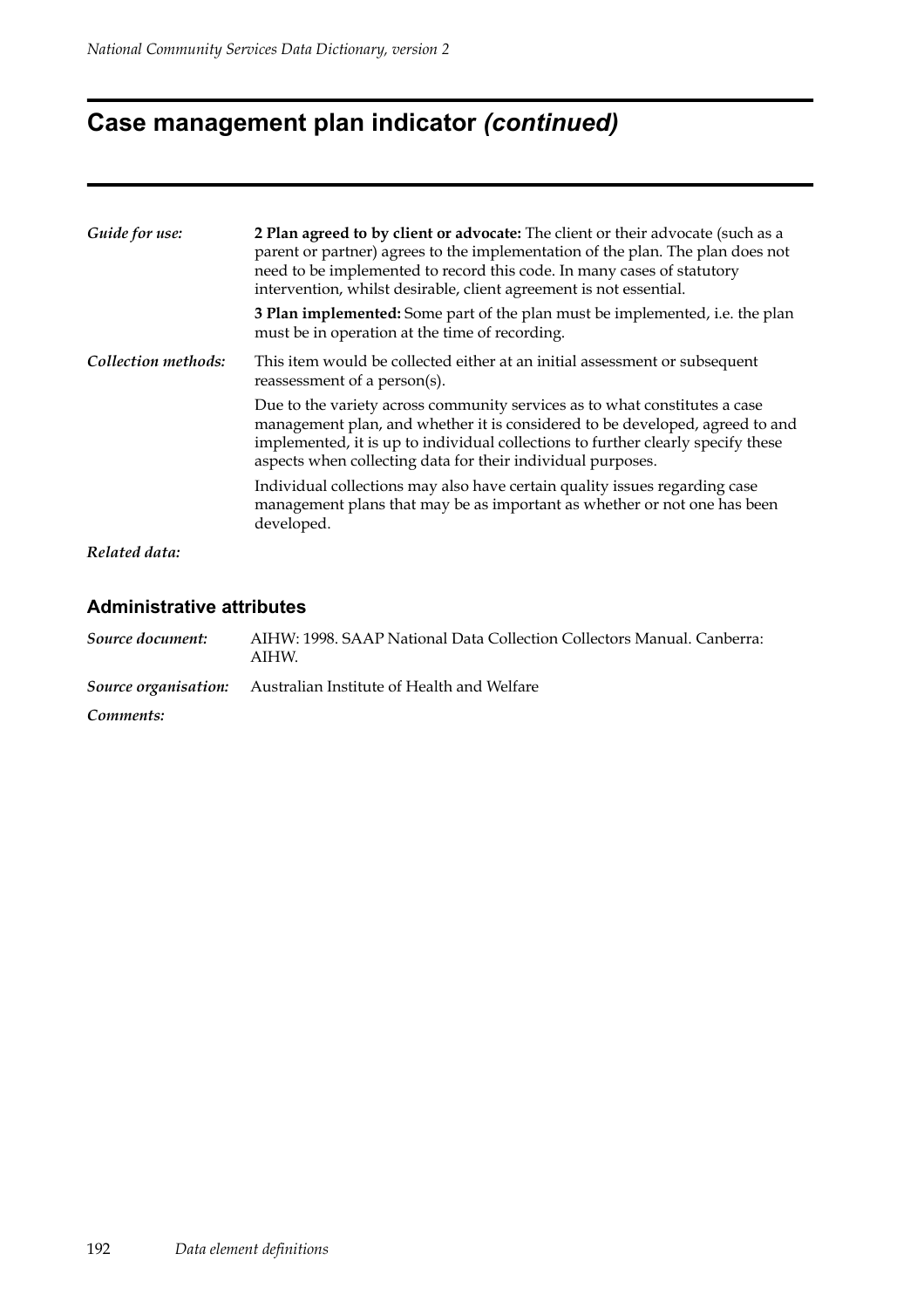# Case management plan indicator *(continued)*

*Guide for use:*

**2 Plan agreed to by client or advocate:** The client or their advocate (such as a parent or partner) agrees to the implementation of the plan. The plan does not need to be implemented to record this code. In many cases of statutory intervention, whilst desirable, client agreement is not essential.

**3 Plan implemented:** Some part of the plan must be implemented, i.e. the plan must be in operation at the time of recording.

*Collection methods:*

This item would be collected either at an initial assessment or subsequent reassessment of a person(s).

Due to the variety across community services as to what constitutes a case management plan, and whether it is considered to be developed, agreed to and implemented, it is up to individual collections to further clearly specify these aspects when collecting data for their individual purposes.

Individual collections may also have certain quality issues regarding case management plans that may be as important as whether or not one has been developed.

*Related data:*

## Administrative attributes

*Source document:* AIHW: 1998. SAAP National Data Collection Collectors Manual. Canberra: AIHW.

*Source organisation:* Australian Institute of Health and Welfare

*Comments:*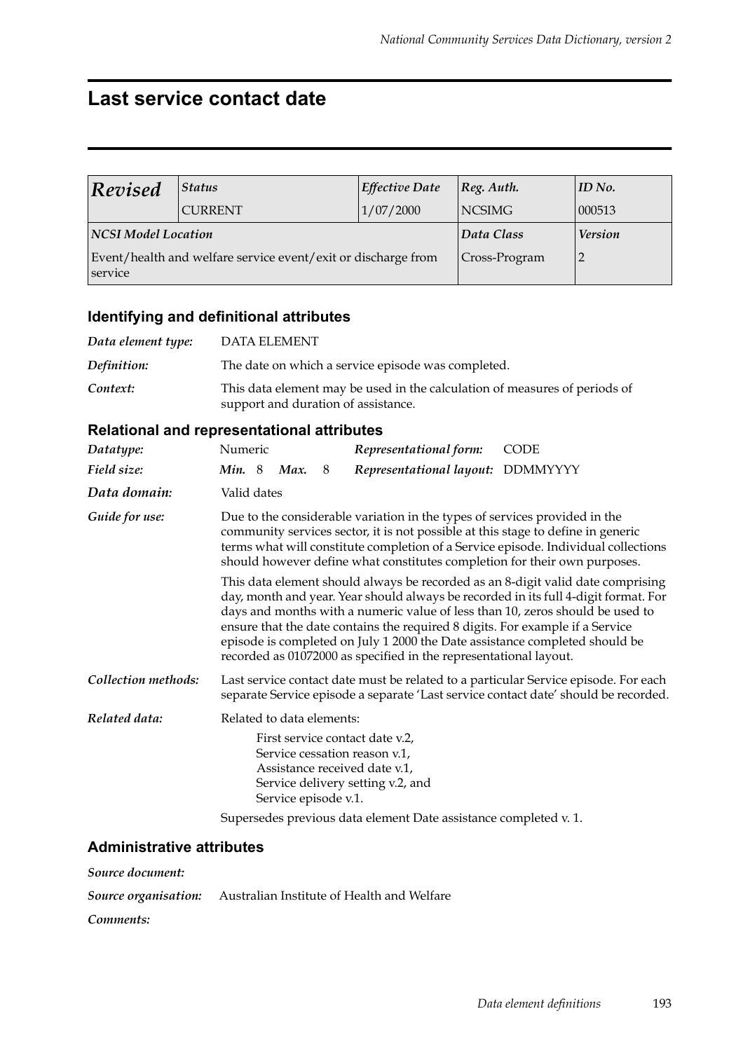# Last service contact date

| *Revised* | *Status* | *Effective Date* | *Reg. Auth.* | *ID No.* |
|---|---|---|---|---|
| | CURRENT | 1/07/2000 | NCSIMG | 000513 |
| ***NCSI Model Location*** | | | ***Data Class*** | ***Version*** |
| Event/health and welfare service event/exit or discharge from service | | | Cross-Program | 2 |

## Identifying and definitional attributes

*Data element type:* DATA ELEMENT

*Definition:* The date on which a service episode was completed.

*Context:* This data element may be used in the calculation of measures of periods of support and duration of assistance.

## Relational and representational attributes

*Datatype:* Numeric

*Representational form:* CODE

*Field size:* ***Min.*** 8 ***Max.*** 8

*Representational layout:* DDMMYYYY

*Data domain:* Valid dates

*Guide for use:* Due to the considerable variation in the types of services provided in the community services sector, it is not possible at this stage to define in generic terms what will constitute completion of a Service episode. Individual collections should however define what constitutes completion for their own purposes.

This data element should always be recorded as an 8-digit valid date comprising day, month and year. Year should always be recorded in its full 4-digit format. For days and months with a numeric value of less than 10, zeros should be used to ensure that the date contains the required 8 digits. For example if a Service episode is completed on July 1 2000 the Date assistance completed should be recorded as 01072000 as specified in the representational layout.

*Collection methods:* Last service contact date must be related to a particular Service episode. For each separate Service episode a separate 'Last service contact date' should be recorded.

*Related data:* Related to data elements:

First service contact date v.2,
Service cessation reason v.1,
Assistance received date v.1,
Service delivery setting v.2, and
Service episode v.1.

Supersedes previous data element Date assistance completed v. 1.

## Administrative attributes

*Source document:*

*Source organisation:* Australian Institute of Health and Welfare

*Comments:*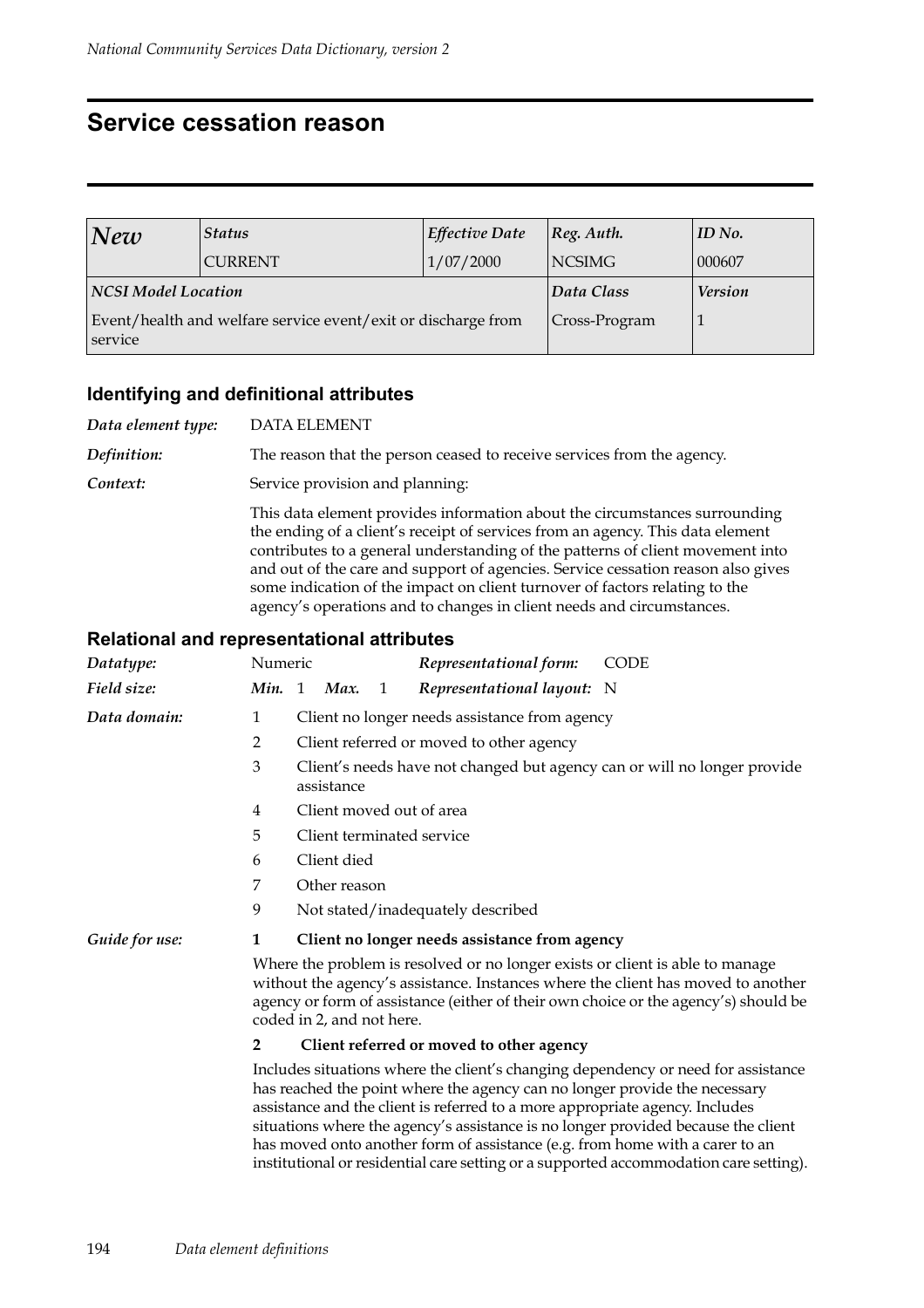# Service cessation reason

| *New* | *Status* | *Effective Date* | *Reg. Auth.* | *ID No.* |
|---|---|---|---|---|
| | CURRENT | 1/07/2000 | NCSIMG | 000607 |
| ***NCSI Model Location*** | | | ***Data Class*** | ***Version*** |
| Event/health and welfare service event/exit or discharge from service | | | Cross-Program | 1 |

## Identifying and definitional attributes

***Data element type:*** DATA ELEMENT

***Definition:*** The reason that the person ceased to receive services from the agency.

***Context:*** Service provision and planning:

This data element provides information about the circumstances surrounding the ending of a client's receipt of services from an agency. This data element contributes to a general understanding of the patterns of client movement into and out of the care and support of agencies. Service cessation reason also gives some indication of the impact on client turnover of factors relating to the agency's operations and to changes in client needs and circumstances.

## Relational and representational attributes

***Datatype:*** Numeric — ***Representational form:*** CODE

***Field size:*** ***Min.*** 1 ***Max.*** 1 — ***Representational layout:*** N

***Data domain:***

1 Client no longer needs assistance from agency

2 Client referred or moved to other agency

3 Client's needs have not changed but agency can or will no longer provide assistance

4 Client moved out of area

5 Client terminated service

6 Client died

7 Other reason

9 Not stated/inadequately described

***Guide for use:***

**1 Client no longer needs assistance from agency**

Where the problem is resolved or no longer exists or client is able to manage without the agency's assistance. Instances where the client has moved to another agency or form of assistance (either of their own choice or the agency's) should be coded in 2, and not here.

**2 Client referred or moved to other agency**

Includes situations where the client's changing dependency or need for assistance has reached the point where the agency can no longer provide the necessary assistance and the client is referred to a more appropriate agency. Includes situations where the agency's assistance is no longer provided because the client has moved onto another form of assistance (e.g. from home with a carer to an institutional or residential care setting or a supported accommodation care setting).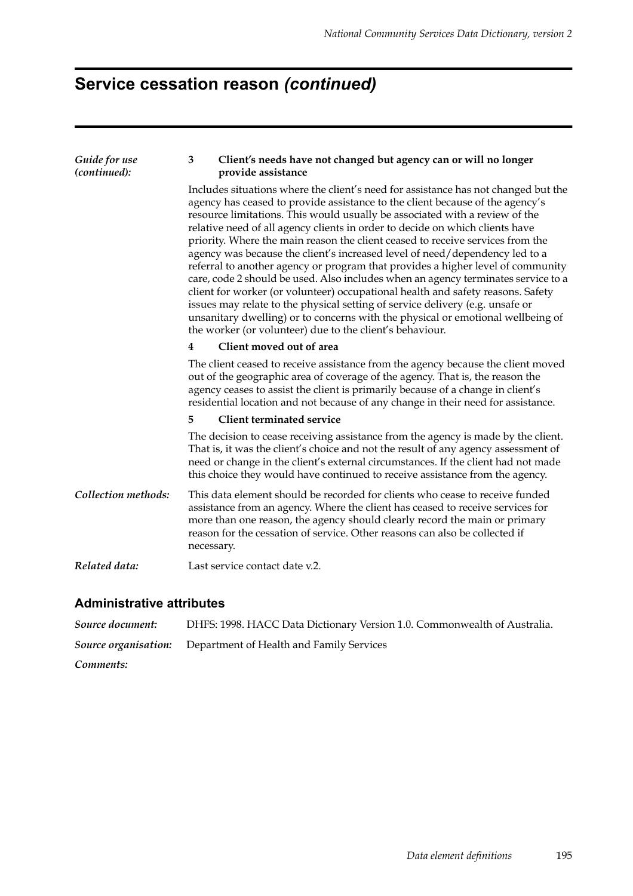# Service cessation reason *(continued)*

*Guide for use (continued):*

**3 Client's needs have not changed but agency can or will no longer provide assistance**

Includes situations where the client's need for assistance has not changed but the agency has ceased to provide assistance to the client because of the agency's resource limitations. This would usually be associated with a review of the relative need of all agency clients in order to decide on which clients have priority. Where the main reason the client ceased to receive services from the agency was because the client's increased level of need/dependency led to a referral to another agency or program that provides a higher level of community care, code 2 should be used. Also includes when an agency terminates service to a client for worker (or volunteer) occupational health and safety reasons. Safety issues may relate to the physical setting of service delivery (e.g. unsafe or unsanitary dwelling) or to concerns with the physical or emotional wellbeing of the worker (or volunteer) due to the client's behaviour.

**4 Client moved out of area**

The client ceased to receive assistance from the agency because the client moved out of the geographic area of coverage of the agency. That is, the reason the agency ceases to assist the client is primarily because of a change in client's residential location and not because of any change in their need for assistance.

**5 Client terminated service**

The decision to cease receiving assistance from the agency is made by the client. That is, it was the client's choice and not the result of any agency assessment of need or change in the client's external circumstances. If the client had not made this choice they would have continued to receive assistance from the agency.

*Collection methods:* This data element should be recorded for clients who cease to receive funded assistance from an agency. Where the client has ceased to receive services for more than one reason, the agency should clearly record the main or primary reason for the cessation of service. Other reasons can also be collected if necessary.

*Related data:* Last service contact date v.2.

## Administrative attributes

*Source document:* DHFS: 1998. HACC Data Dictionary Version 1.0. Commonwealth of Australia.

*Source organisation:* Department of Health and Family Services

*Comments:*